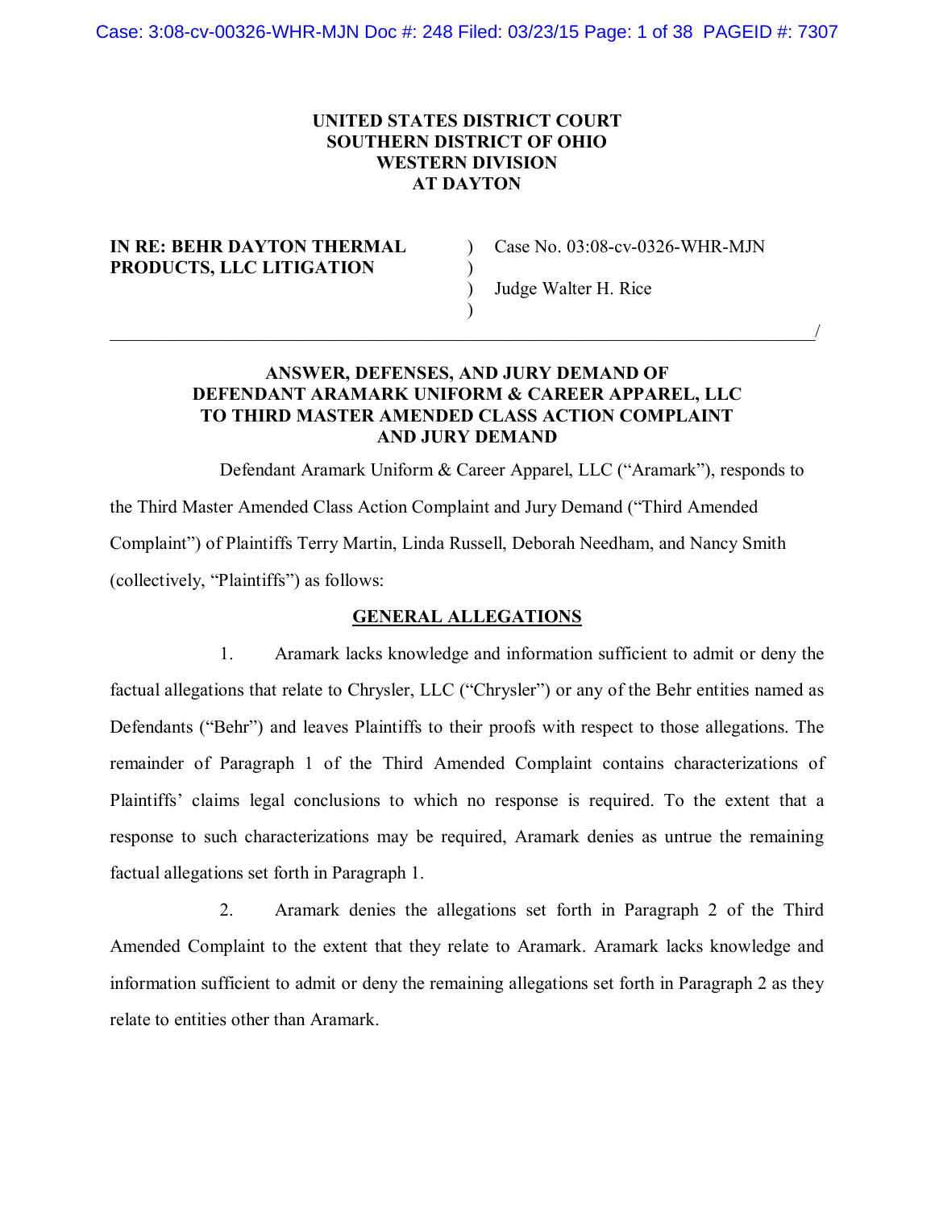**UNITED STATES DISTRICT COURT**
**SOUTHERN DISTRICT OF OHIO**
**WESTERN DIVISION**
**AT DAYTON**

**IN RE: BEHR DAYTON THERMAL PRODUCTS, LLC LITIGATION**

Case No. 03:08-cv-0326-WHR-MJN

Judge Walter H. Rice

---

**ANSWER, DEFENSES, AND JURY DEMAND OF DEFENDANT ARAMARK UNIFORM & CAREER APPAREL, LLC TO THIRD MASTER AMENDED CLASS ACTION COMPLAINT AND JURY DEMAND**

Defendant Aramark Uniform & Career Apparel, LLC ("Aramark"), responds to the Third Master Amended Class Action Complaint and Jury Demand ("Third Amended Complaint") of Plaintiffs Terry Martin, Linda Russell, Deborah Needham, and Nancy Smith (collectively, "Plaintiffs") as follows:

## GENERAL ALLEGATIONS

1. Aramark lacks knowledge and information sufficient to admit or deny the factual allegations that relate to Chrysler, LLC ("Chrysler") or any of the Behr entities named as Defendants ("Behr") and leaves Plaintiffs to their proofs with respect to those allegations. The remainder of Paragraph 1 of the Third Amended Complaint contains characterizations of Plaintiffs' claims legal conclusions to which no response is required. To the extent that a response to such characterizations may be required, Aramark denies as untrue the remaining factual allegations set forth in Paragraph 1.

2. Aramark denies the allegations set forth in Paragraph 2 of the Third Amended Complaint to the extent that they relate to Aramark. Aramark lacks knowledge and information sufficient to admit or deny the remaining allegations set forth in Paragraph 2 as they relate to entities other than Aramark.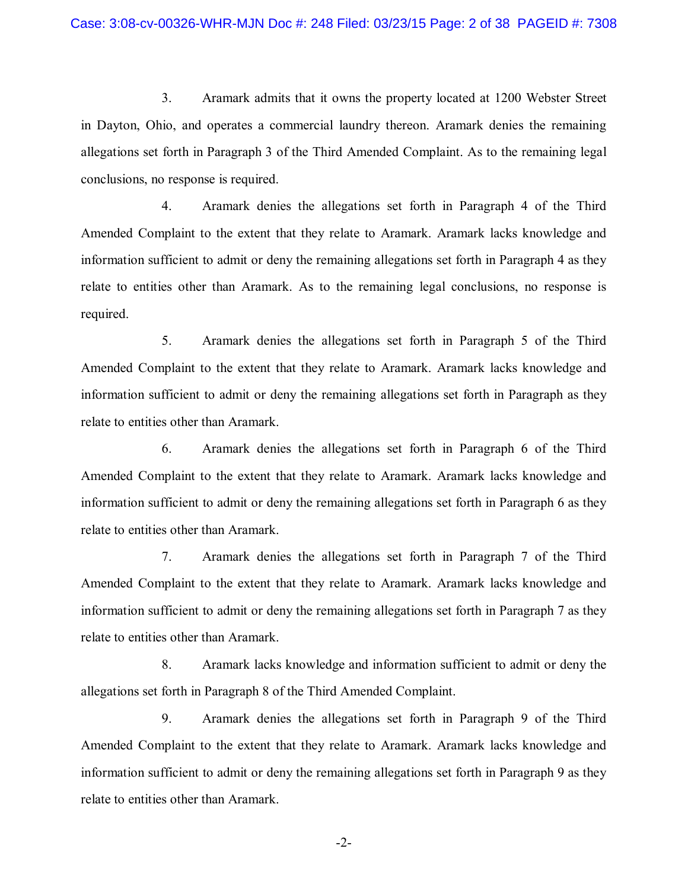3. Aramark admits that it owns the property located at 1200 Webster Street in Dayton, Ohio, and operates a commercial laundry thereon. Aramark denies the remaining allegations set forth in Paragraph 3 of the Third Amended Complaint. As to the remaining legal conclusions, no response is required.

4. Aramark denies the allegations set forth in Paragraph 4 of the Third Amended Complaint to the extent that they relate to Aramark. Aramark lacks knowledge and information sufficient to admit or deny the remaining allegations set forth in Paragraph 4 as they relate to entities other than Aramark. As to the remaining legal conclusions, no response is required.

5. Aramark denies the allegations set forth in Paragraph 5 of the Third Amended Complaint to the extent that they relate to Aramark. Aramark lacks knowledge and information sufficient to admit or deny the remaining allegations set forth in Paragraph as they relate to entities other than Aramark.

6. Aramark denies the allegations set forth in Paragraph 6 of the Third Amended Complaint to the extent that they relate to Aramark. Aramark lacks knowledge and information sufficient to admit or deny the remaining allegations set forth in Paragraph 6 as they relate to entities other than Aramark.

7. Aramark denies the allegations set forth in Paragraph 7 of the Third Amended Complaint to the extent that they relate to Aramark. Aramark lacks knowledge and information sufficient to admit or deny the remaining allegations set forth in Paragraph 7 as they relate to entities other than Aramark.

8. Aramark lacks knowledge and information sufficient to admit or deny the allegations set forth in Paragraph 8 of the Third Amended Complaint.

9. Aramark denies the allegations set forth in Paragraph 9 of the Third Amended Complaint to the extent that they relate to Aramark. Aramark lacks knowledge and information sufficient to admit or deny the remaining allegations set forth in Paragraph 9 as they relate to entities other than Aramark.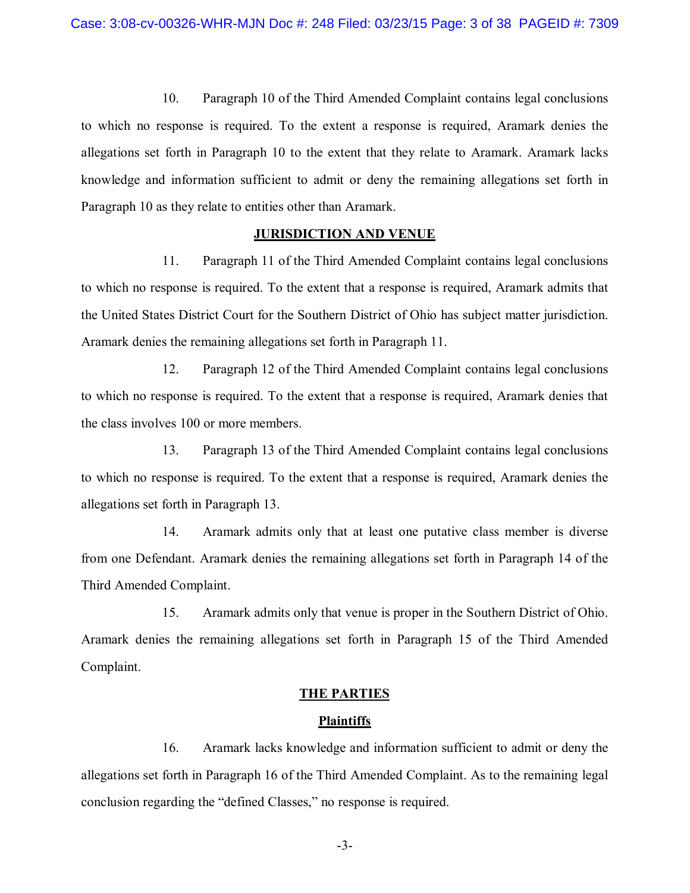10. Paragraph 10 of the Third Amended Complaint contains legal conclusions to which no response is required. To the extent a response is required, Aramark denies the allegations set forth in Paragraph 10 to the extent that they relate to Aramark. Aramark lacks knowledge and information sufficient to admit or deny the remaining allegations set forth in Paragraph 10 as they relate to entities other than Aramark.

## JURISDICTION AND VENUE

11. Paragraph 11 of the Third Amended Complaint contains legal conclusions to which no response is required. To the extent that a response is required, Aramark admits that the United States District Court for the Southern District of Ohio has subject matter jurisdiction. Aramark denies the remaining allegations set forth in Paragraph 11.

12. Paragraph 12 of the Third Amended Complaint contains legal conclusions to which no response is required. To the extent that a response is required, Aramark denies that the class involves 100 or more members.

13. Paragraph 13 of the Third Amended Complaint contains legal conclusions to which no response is required. To the extent that a response is required, Aramark denies the allegations set forth in Paragraph 13.

14. Aramark admits only that at least one putative class member is diverse from one Defendant. Aramark denies the remaining allegations set forth in Paragraph 14 of the Third Amended Complaint.

15. Aramark admits only that venue is proper in the Southern District of Ohio. Aramark denies the remaining allegations set forth in Paragraph 15 of the Third Amended Complaint.

## THE PARTIES

### Plaintiffs

16. Aramark lacks knowledge and information sufficient to admit or deny the allegations set forth in Paragraph 16 of the Third Amended Complaint. As to the remaining legal conclusion regarding the "defined Classes," no response is required.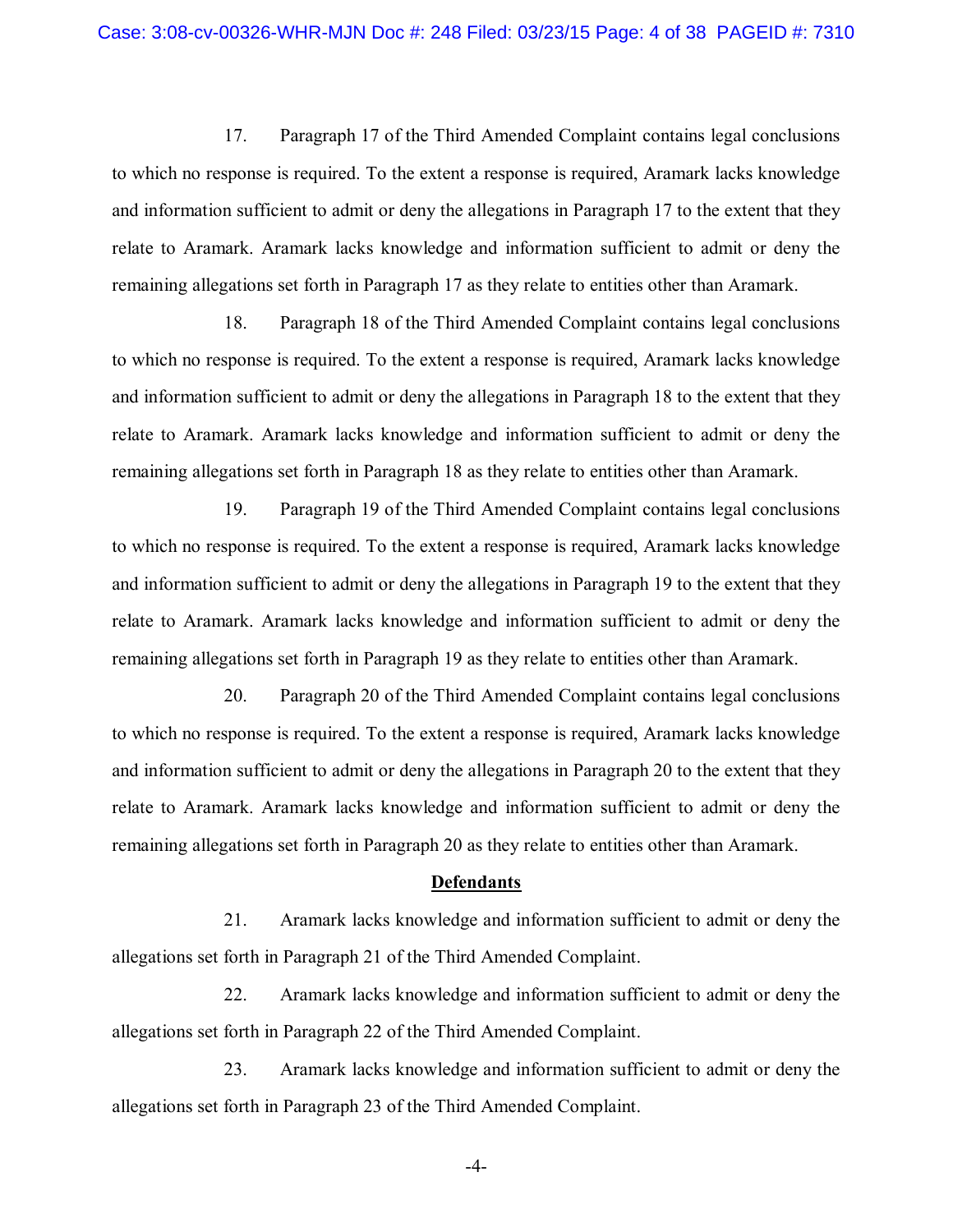17. Paragraph 17 of the Third Amended Complaint contains legal conclusions to which no response is required. To the extent a response is required, Aramark lacks knowledge and information sufficient to admit or deny the allegations in Paragraph 17 to the extent that they relate to Aramark. Aramark lacks knowledge and information sufficient to admit or deny the remaining allegations set forth in Paragraph 17 as they relate to entities other than Aramark.

18. Paragraph 18 of the Third Amended Complaint contains legal conclusions to which no response is required. To the extent a response is required, Aramark lacks knowledge and information sufficient to admit or deny the allegations in Paragraph 18 to the extent that they relate to Aramark. Aramark lacks knowledge and information sufficient to admit or deny the remaining allegations set forth in Paragraph 18 as they relate to entities other than Aramark.

19. Paragraph 19 of the Third Amended Complaint contains legal conclusions to which no response is required. To the extent a response is required, Aramark lacks knowledge and information sufficient to admit or deny the allegations in Paragraph 19 to the extent that they relate to Aramark. Aramark lacks knowledge and information sufficient to admit or deny the remaining allegations set forth in Paragraph 19 as they relate to entities other than Aramark.

20. Paragraph 20 of the Third Amended Complaint contains legal conclusions to which no response is required. To the extent a response is required, Aramark lacks knowledge and information sufficient to admit or deny the allegations in Paragraph 20 to the extent that they relate to Aramark. Aramark lacks knowledge and information sufficient to admit or deny the remaining allegations set forth in Paragraph 20 as they relate to entities other than Aramark.

## Defendants

21. Aramark lacks knowledge and information sufficient to admit or deny the allegations set forth in Paragraph 21 of the Third Amended Complaint.

22. Aramark lacks knowledge and information sufficient to admit or deny the allegations set forth in Paragraph 22 of the Third Amended Complaint.

23. Aramark lacks knowledge and information sufficient to admit or deny the allegations set forth in Paragraph 23 of the Third Amended Complaint.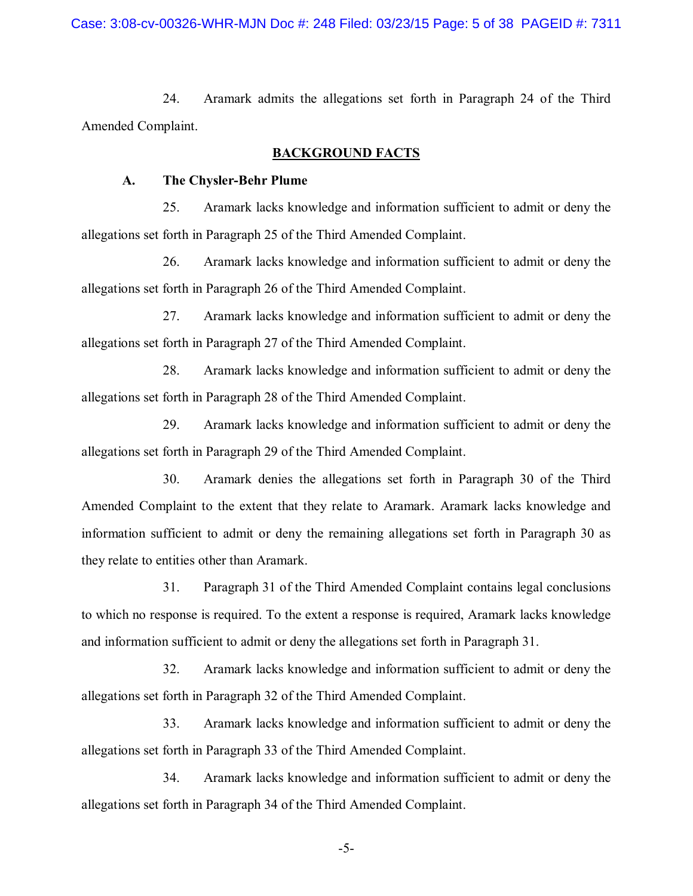24. Aramark admits the allegations set forth in Paragraph 24 of the Third Amended Complaint.

## BACKGROUND FACTS

### A. The Chysler-Behr Plume

25. Aramark lacks knowledge and information sufficient to admit or deny the allegations set forth in Paragraph 25 of the Third Amended Complaint.

26. Aramark lacks knowledge and information sufficient to admit or deny the allegations set forth in Paragraph 26 of the Third Amended Complaint.

27. Aramark lacks knowledge and information sufficient to admit or deny the allegations set forth in Paragraph 27 of the Third Amended Complaint.

28. Aramark lacks knowledge and information sufficient to admit or deny the allegations set forth in Paragraph 28 of the Third Amended Complaint.

29. Aramark lacks knowledge and information sufficient to admit or deny the allegations set forth in Paragraph 29 of the Third Amended Complaint.

30. Aramark denies the allegations set forth in Paragraph 30 of the Third Amended Complaint to the extent that they relate to Aramark. Aramark lacks knowledge and information sufficient to admit or deny the remaining allegations set forth in Paragraph 30 as they relate to entities other than Aramark.

31. Paragraph 31 of the Third Amended Complaint contains legal conclusions to which no response is required. To the extent a response is required, Aramark lacks knowledge and information sufficient to admit or deny the allegations set forth in Paragraph 31.

32. Aramark lacks knowledge and information sufficient to admit or deny the allegations set forth in Paragraph 32 of the Third Amended Complaint.

33. Aramark lacks knowledge and information sufficient to admit or deny the allegations set forth in Paragraph 33 of the Third Amended Complaint.

34. Aramark lacks knowledge and information sufficient to admit or deny the allegations set forth in Paragraph 34 of the Third Amended Complaint.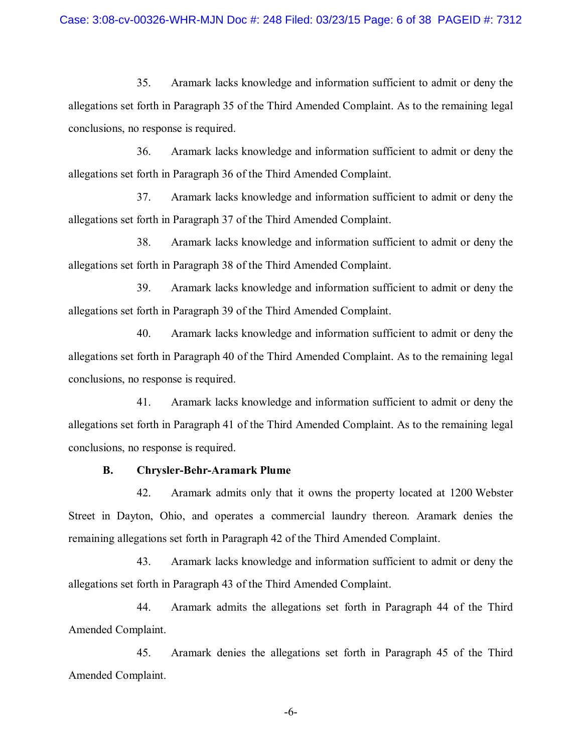35. Aramark lacks knowledge and information sufficient to admit or deny the allegations set forth in Paragraph 35 of the Third Amended Complaint. As to the remaining legal conclusions, no response is required.

36. Aramark lacks knowledge and information sufficient to admit or deny the allegations set forth in Paragraph 36 of the Third Amended Complaint.

37. Aramark lacks knowledge and information sufficient to admit or deny the allegations set forth in Paragraph 37 of the Third Amended Complaint.

38. Aramark lacks knowledge and information sufficient to admit or deny the allegations set forth in Paragraph 38 of the Third Amended Complaint.

39. Aramark lacks knowledge and information sufficient to admit or deny the allegations set forth in Paragraph 39 of the Third Amended Complaint.

40. Aramark lacks knowledge and information sufficient to admit or deny the allegations set forth in Paragraph 40 of the Third Amended Complaint. As to the remaining legal conclusions, no response is required.

41. Aramark lacks knowledge and information sufficient to admit or deny the allegations set forth in Paragraph 41 of the Third Amended Complaint. As to the remaining legal conclusions, no response is required.

**B. Chrysler-Behr-Aramark Plume**

42. Aramark admits only that it owns the property located at 1200 Webster Street in Dayton, Ohio, and operates a commercial laundry thereon. Aramark denies the remaining allegations set forth in Paragraph 42 of the Third Amended Complaint.

43. Aramark lacks knowledge and information sufficient to admit or deny the allegations set forth in Paragraph 43 of the Third Amended Complaint.

44. Aramark admits the allegations set forth in Paragraph 44 of the Third Amended Complaint.

45. Aramark denies the allegations set forth in Paragraph 45 of the Third Amended Complaint.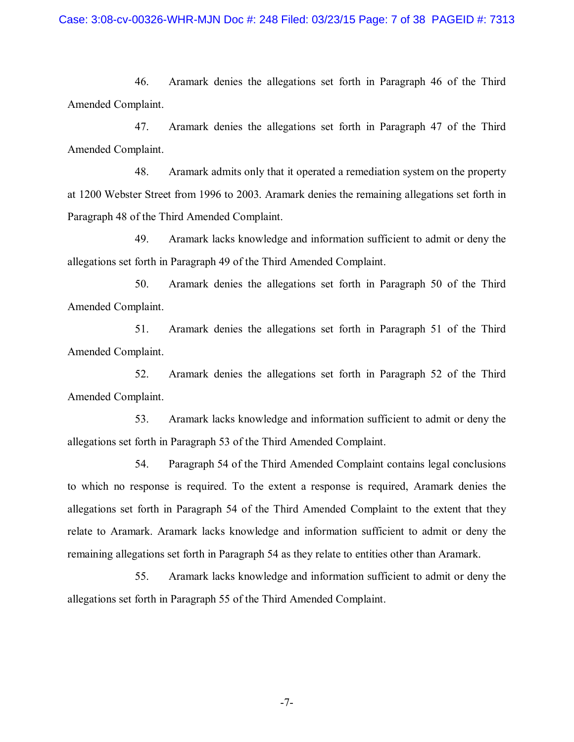46. Aramark denies the allegations set forth in Paragraph 46 of the Third Amended Complaint.

47. Aramark denies the allegations set forth in Paragraph 47 of the Third Amended Complaint.

48. Aramark admits only that it operated a remediation system on the property at 1200 Webster Street from 1996 to 2003. Aramark denies the remaining allegations set forth in Paragraph 48 of the Third Amended Complaint.

49. Aramark lacks knowledge and information sufficient to admit or deny the allegations set forth in Paragraph 49 of the Third Amended Complaint.

50. Aramark denies the allegations set forth in Paragraph 50 of the Third Amended Complaint.

51. Aramark denies the allegations set forth in Paragraph 51 of the Third Amended Complaint.

52. Aramark denies the allegations set forth in Paragraph 52 of the Third Amended Complaint.

53. Aramark lacks knowledge and information sufficient to admit or deny the allegations set forth in Paragraph 53 of the Third Amended Complaint.

54. Paragraph 54 of the Third Amended Complaint contains legal conclusions to which no response is required. To the extent a response is required, Aramark denies the allegations set forth in Paragraph 54 of the Third Amended Complaint to the extent that they relate to Aramark. Aramark lacks knowledge and information sufficient to admit or deny the remaining allegations set forth in Paragraph 54 as they relate to entities other than Aramark.

55. Aramark lacks knowledge and information sufficient to admit or deny the allegations set forth in Paragraph 55 of the Third Amended Complaint.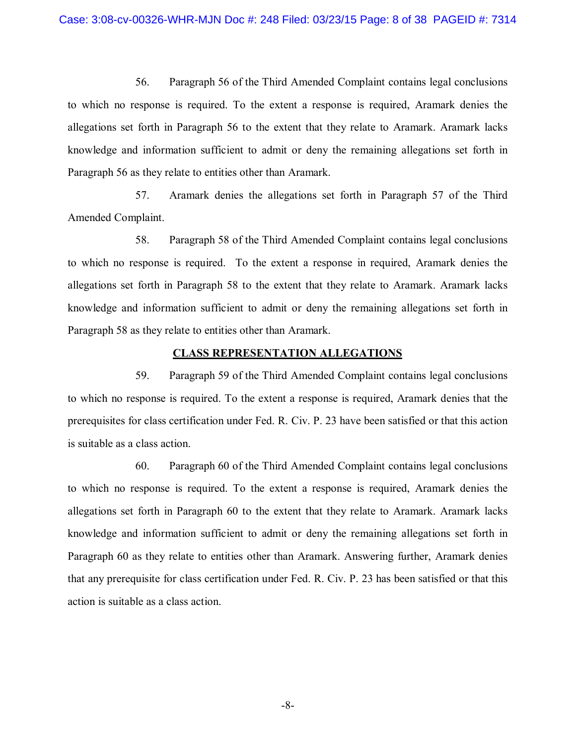56. Paragraph 56 of the Third Amended Complaint contains legal conclusions to which no response is required. To the extent a response is required, Aramark denies the allegations set forth in Paragraph 56 to the extent that they relate to Aramark. Aramark lacks knowledge and information sufficient to admit or deny the remaining allegations set forth in Paragraph 56 as they relate to entities other than Aramark.

57. Aramark denies the allegations set forth in Paragraph 57 of the Third Amended Complaint.

58. Paragraph 58 of the Third Amended Complaint contains legal conclusions to which no response is required. To the extent a response in required, Aramark denies the allegations set forth in Paragraph 58 to the extent that they relate to Aramark. Aramark lacks knowledge and information sufficient to admit or deny the remaining allegations set forth in Paragraph 58 as they relate to entities other than Aramark.

## CLASS REPRESENTATION ALLEGATIONS

59. Paragraph 59 of the Third Amended Complaint contains legal conclusions to which no response is required. To the extent a response is required, Aramark denies that the prerequisites for class certification under Fed. R. Civ. P. 23 have been satisfied or that this action is suitable as a class action.

60. Paragraph 60 of the Third Amended Complaint contains legal conclusions to which no response is required. To the extent a response is required, Aramark denies the allegations set forth in Paragraph 60 to the extent that they relate to Aramark. Aramark lacks knowledge and information sufficient to admit or deny the remaining allegations set forth in Paragraph 60 as they relate to entities other than Aramark. Answering further, Aramark denies that any prerequisite for class certification under Fed. R. Civ. P. 23 has been satisfied or that this action is suitable as a class action.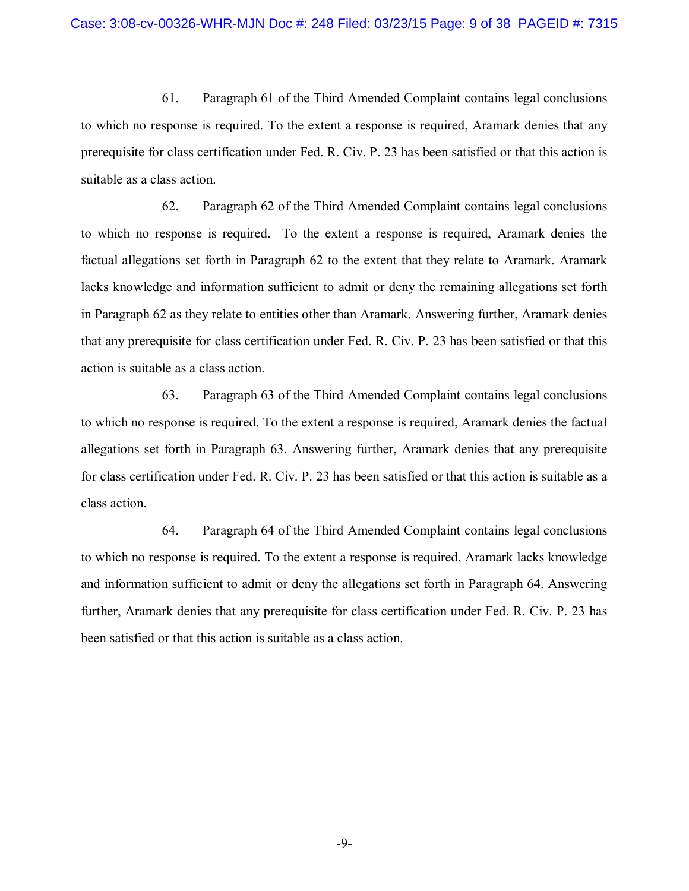61. Paragraph 61 of the Third Amended Complaint contains legal conclusions to which no response is required. To the extent a response is required, Aramark denies that any prerequisite for class certification under Fed. R. Civ. P. 23 has been satisfied or that this action is suitable as a class action.

62. Paragraph 62 of the Third Amended Complaint contains legal conclusions to which no response is required. To the extent a response is required, Aramark denies the factual allegations set forth in Paragraph 62 to the extent that they relate to Aramark. Aramark lacks knowledge and information sufficient to admit or deny the remaining allegations set forth in Paragraph 62 as they relate to entities other than Aramark. Answering further, Aramark denies that any prerequisite for class certification under Fed. R. Civ. P. 23 has been satisfied or that this action is suitable as a class action.

63. Paragraph 63 of the Third Amended Complaint contains legal conclusions to which no response is required. To the extent a response is required, Aramark denies the factual allegations set forth in Paragraph 63. Answering further, Aramark denies that any prerequisite for class certification under Fed. R. Civ. P. 23 has been satisfied or that this action is suitable as a class action.

64. Paragraph 64 of the Third Amended Complaint contains legal conclusions to which no response is required. To the extent a response is required, Aramark lacks knowledge and information sufficient to admit or deny the allegations set forth in Paragraph 64. Answering further, Aramark denies that any prerequisite for class certification under Fed. R. Civ. P. 23 has been satisfied or that this action is suitable as a class action.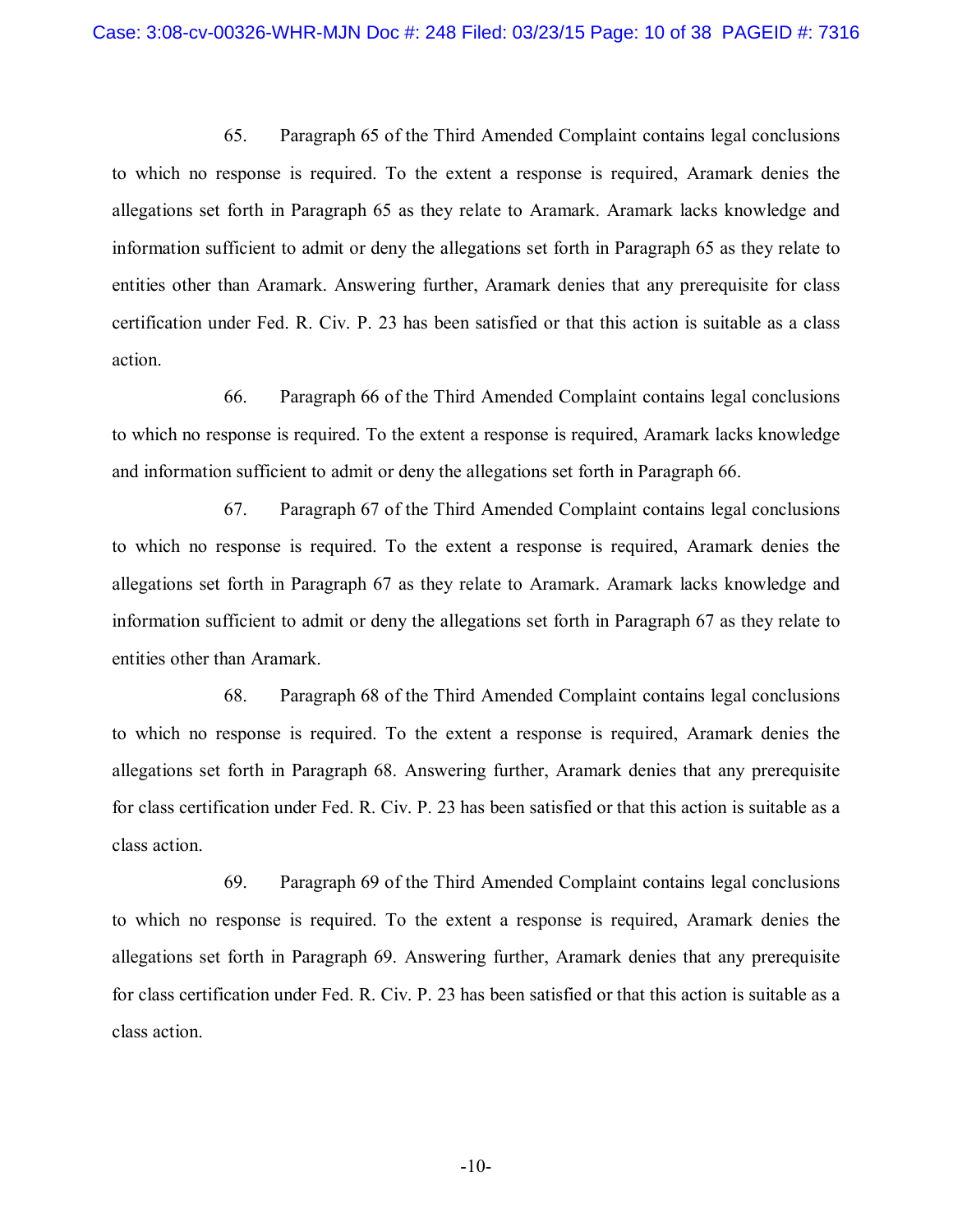65. Paragraph 65 of the Third Amended Complaint contains legal conclusions to which no response is required. To the extent a response is required, Aramark denies the allegations set forth in Paragraph 65 as they relate to Aramark. Aramark lacks knowledge and information sufficient to admit or deny the allegations set forth in Paragraph 65 as they relate to entities other than Aramark. Answering further, Aramark denies that any prerequisite for class certification under Fed. R. Civ. P. 23 has been satisfied or that this action is suitable as a class action.

66. Paragraph 66 of the Third Amended Complaint contains legal conclusions to which no response is required. To the extent a response is required, Aramark lacks knowledge and information sufficient to admit or deny the allegations set forth in Paragraph 66.

67. Paragraph 67 of the Third Amended Complaint contains legal conclusions to which no response is required. To the extent a response is required, Aramark denies the allegations set forth in Paragraph 67 as they relate to Aramark. Aramark lacks knowledge and information sufficient to admit or deny the allegations set forth in Paragraph 67 as they relate to entities other than Aramark.

68. Paragraph 68 of the Third Amended Complaint contains legal conclusions to which no response is required. To the extent a response is required, Aramark denies the allegations set forth in Paragraph 68. Answering further, Aramark denies that any prerequisite for class certification under Fed. R. Civ. P. 23 has been satisfied or that this action is suitable as a class action.

69. Paragraph 69 of the Third Amended Complaint contains legal conclusions to which no response is required. To the extent a response is required, Aramark denies the allegations set forth in Paragraph 69. Answering further, Aramark denies that any prerequisite for class certification under Fed. R. Civ. P. 23 has been satisfied or that this action is suitable as a class action.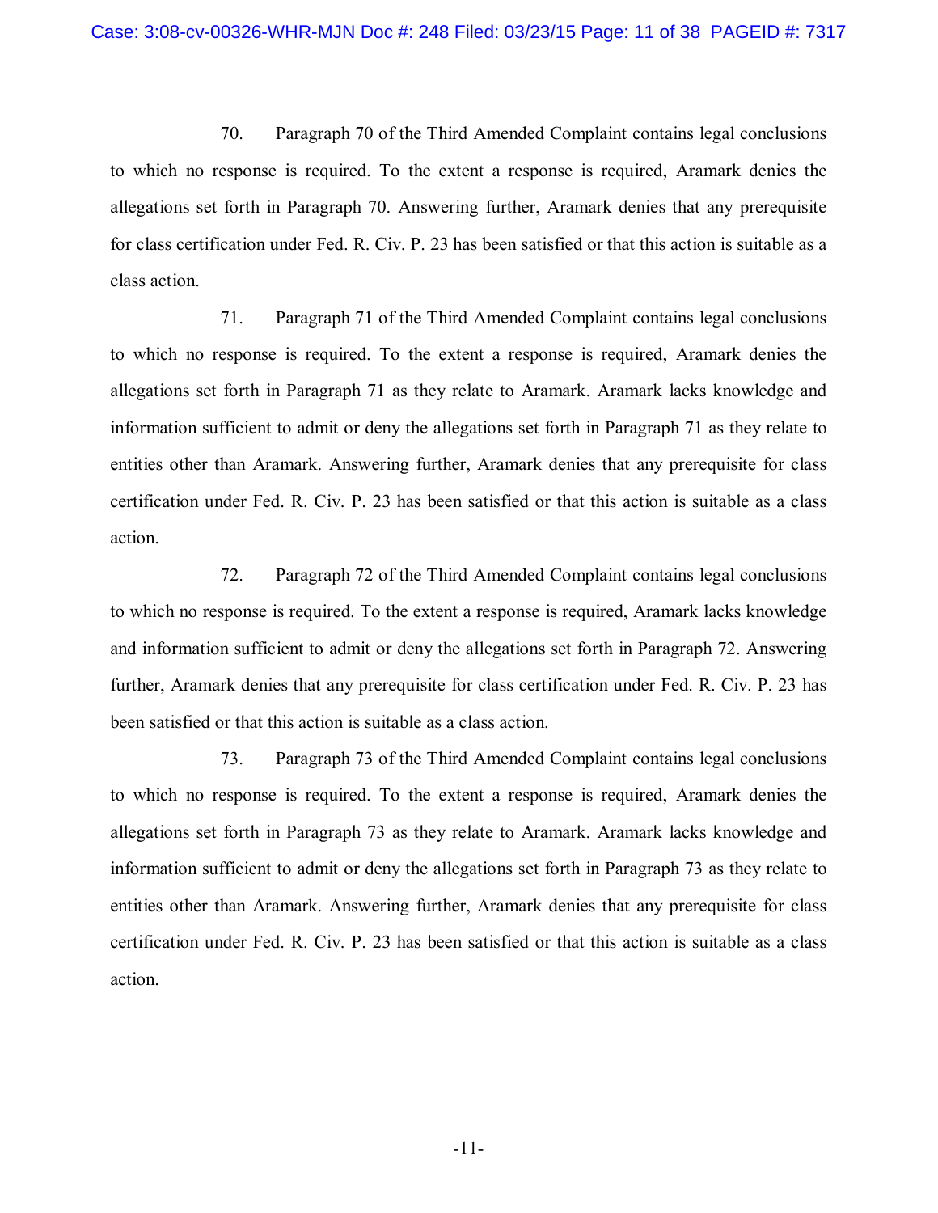70. Paragraph 70 of the Third Amended Complaint contains legal conclusions to which no response is required. To the extent a response is required, Aramark denies the allegations set forth in Paragraph 70. Answering further, Aramark denies that any prerequisite for class certification under Fed. R. Civ. P. 23 has been satisfied or that this action is suitable as a class action.

71. Paragraph 71 of the Third Amended Complaint contains legal conclusions to which no response is required. To the extent a response is required, Aramark denies the allegations set forth in Paragraph 71 as they relate to Aramark. Aramark lacks knowledge and information sufficient to admit or deny the allegations set forth in Paragraph 71 as they relate to entities other than Aramark. Answering further, Aramark denies that any prerequisite for class certification under Fed. R. Civ. P. 23 has been satisfied or that this action is suitable as a class action.

72. Paragraph 72 of the Third Amended Complaint contains legal conclusions to which no response is required. To the extent a response is required, Aramark lacks knowledge and information sufficient to admit or deny the allegations set forth in Paragraph 72. Answering further, Aramark denies that any prerequisite for class certification under Fed. R. Civ. P. 23 has been satisfied or that this action is suitable as a class action.

73. Paragraph 73 of the Third Amended Complaint contains legal conclusions to which no response is required. To the extent a response is required, Aramark denies the allegations set forth in Paragraph 73 as they relate to Aramark. Aramark lacks knowledge and information sufficient to admit or deny the allegations set forth in Paragraph 73 as they relate to entities other than Aramark. Answering further, Aramark denies that any prerequisite for class certification under Fed. R. Civ. P. 23 has been satisfied or that this action is suitable as a class action.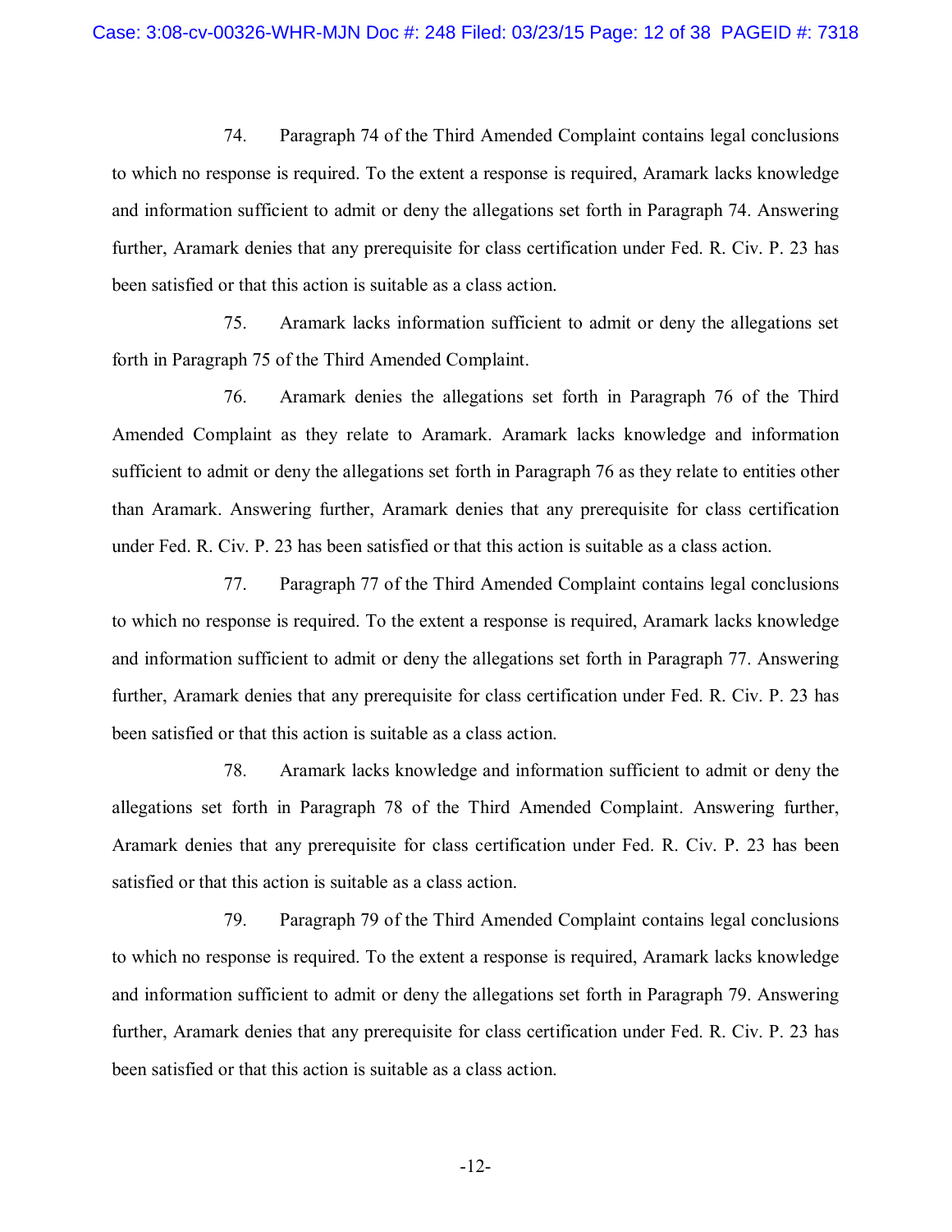74. Paragraph 74 of the Third Amended Complaint contains legal conclusions to which no response is required. To the extent a response is required, Aramark lacks knowledge and information sufficient to admit or deny the allegations set forth in Paragraph 74. Answering further, Aramark denies that any prerequisite for class certification under Fed. R. Civ. P. 23 has been satisfied or that this action is suitable as a class action.

75. Aramark lacks information sufficient to admit or deny the allegations set forth in Paragraph 75 of the Third Amended Complaint.

76. Aramark denies the allegations set forth in Paragraph 76 of the Third Amended Complaint as they relate to Aramark. Aramark lacks knowledge and information sufficient to admit or deny the allegations set forth in Paragraph 76 as they relate to entities other than Aramark. Answering further, Aramark denies that any prerequisite for class certification under Fed. R. Civ. P. 23 has been satisfied or that this action is suitable as a class action.

77. Paragraph 77 of the Third Amended Complaint contains legal conclusions to which no response is required. To the extent a response is required, Aramark lacks knowledge and information sufficient to admit or deny the allegations set forth in Paragraph 77. Answering further, Aramark denies that any prerequisite for class certification under Fed. R. Civ. P. 23 has been satisfied or that this action is suitable as a class action.

78. Aramark lacks knowledge and information sufficient to admit or deny the allegations set forth in Paragraph 78 of the Third Amended Complaint. Answering further, Aramark denies that any prerequisite for class certification under Fed. R. Civ. P. 23 has been satisfied or that this action is suitable as a class action.

79. Paragraph 79 of the Third Amended Complaint contains legal conclusions to which no response is required. To the extent a response is required, Aramark lacks knowledge and information sufficient to admit or deny the allegations set forth in Paragraph 79. Answering further, Aramark denies that any prerequisite for class certification under Fed. R. Civ. P. 23 has been satisfied or that this action is suitable as a class action.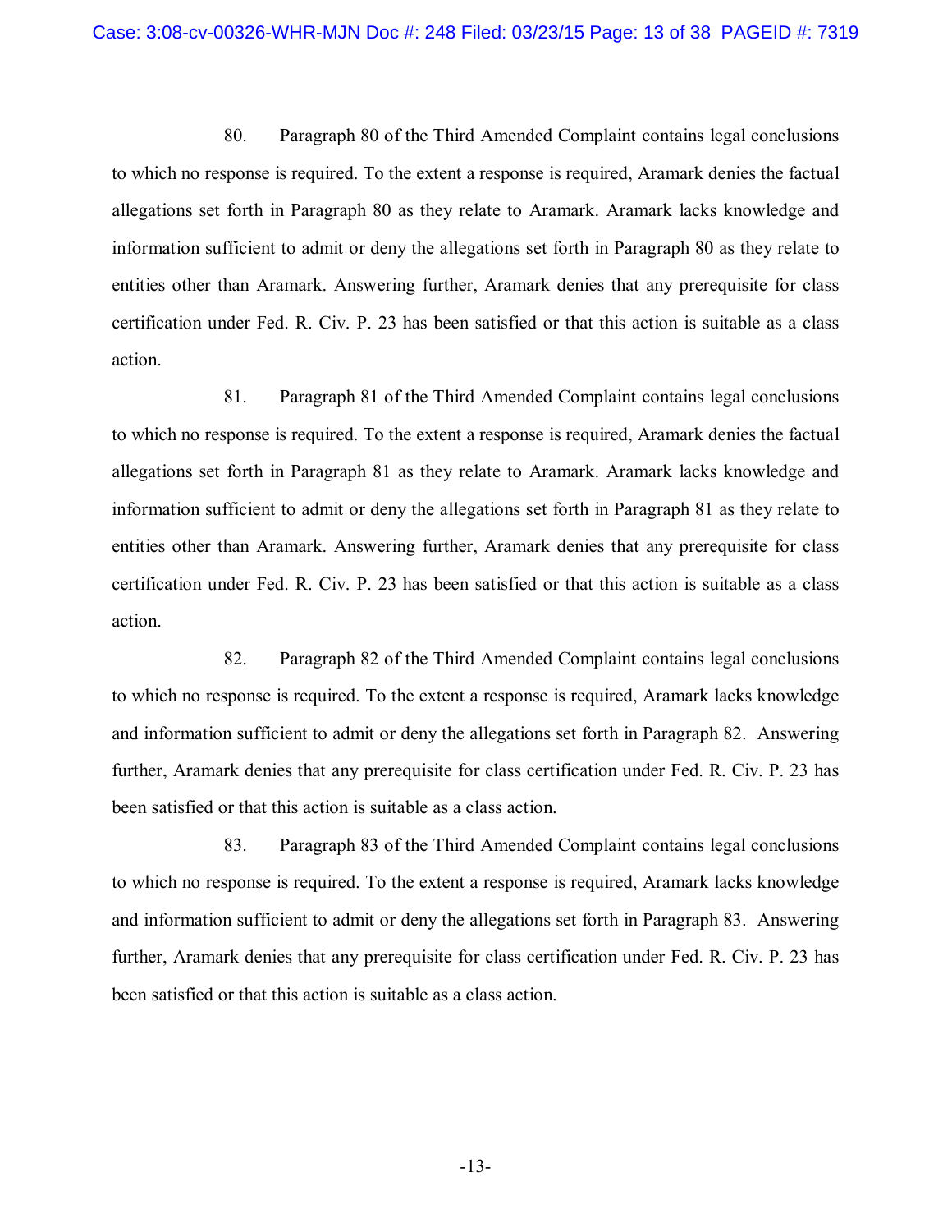80. Paragraph 80 of the Third Amended Complaint contains legal conclusions to which no response is required. To the extent a response is required, Aramark denies the factual allegations set forth in Paragraph 80 as they relate to Aramark. Aramark lacks knowledge and information sufficient to admit or deny the allegations set forth in Paragraph 80 as they relate to entities other than Aramark. Answering further, Aramark denies that any prerequisite for class certification under Fed. R. Civ. P. 23 has been satisfied or that this action is suitable as a class action.

81. Paragraph 81 of the Third Amended Complaint contains legal conclusions to which no response is required. To the extent a response is required, Aramark denies the factual allegations set forth in Paragraph 81 as they relate to Aramark. Aramark lacks knowledge and information sufficient to admit or deny the allegations set forth in Paragraph 81 as they relate to entities other than Aramark. Answering further, Aramark denies that any prerequisite for class certification under Fed. R. Civ. P. 23 has been satisfied or that this action is suitable as a class action.

82. Paragraph 82 of the Third Amended Complaint contains legal conclusions to which no response is required. To the extent a response is required, Aramark lacks knowledge and information sufficient to admit or deny the allegations set forth in Paragraph 82. Answering further, Aramark denies that any prerequisite for class certification under Fed. R. Civ. P. 23 has been satisfied or that this action is suitable as a class action.

83. Paragraph 83 of the Third Amended Complaint contains legal conclusions to which no response is required. To the extent a response is required, Aramark lacks knowledge and information sufficient to admit or deny the allegations set forth in Paragraph 83. Answering further, Aramark denies that any prerequisite for class certification under Fed. R. Civ. P. 23 has been satisfied or that this action is suitable as a class action.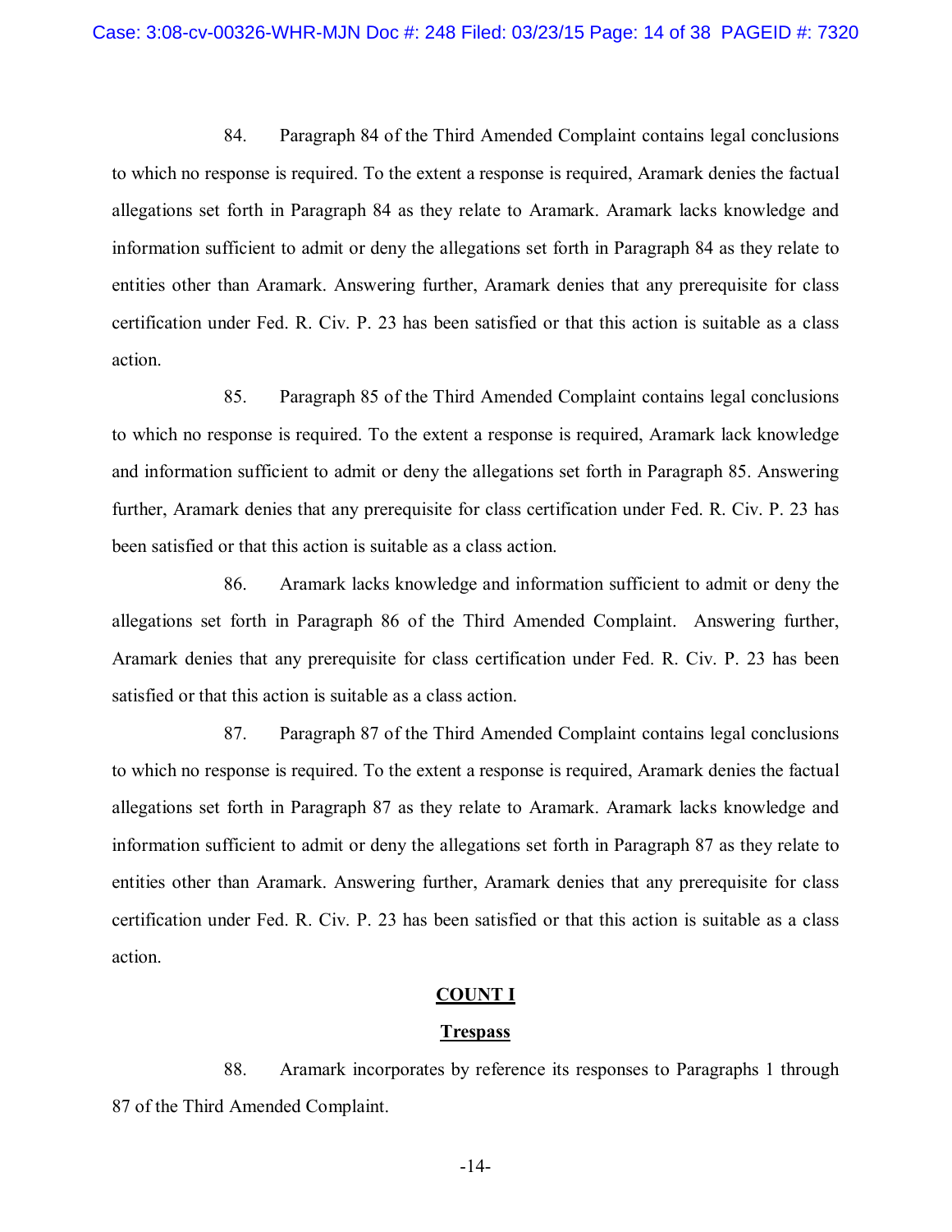84. Paragraph 84 of the Third Amended Complaint contains legal conclusions to which no response is required. To the extent a response is required, Aramark denies the factual allegations set forth in Paragraph 84 as they relate to Aramark. Aramark lacks knowledge and information sufficient to admit or deny the allegations set forth in Paragraph 84 as they relate to entities other than Aramark. Answering further, Aramark denies that any prerequisite for class certification under Fed. R. Civ. P. 23 has been satisfied or that this action is suitable as a class action.

85. Paragraph 85 of the Third Amended Complaint contains legal conclusions to which no response is required. To the extent a response is required, Aramark lack knowledge and information sufficient to admit or deny the allegations set forth in Paragraph 85. Answering further, Aramark denies that any prerequisite for class certification under Fed. R. Civ. P. 23 has been satisfied or that this action is suitable as a class action.

86. Aramark lacks knowledge and information sufficient to admit or deny the allegations set forth in Paragraph 86 of the Third Amended Complaint. Answering further, Aramark denies that any prerequisite for class certification under Fed. R. Civ. P. 23 has been satisfied or that this action is suitable as a class action.

87. Paragraph 87 of the Third Amended Complaint contains legal conclusions to which no response is required. To the extent a response is required, Aramark denies the factual allegations set forth in Paragraph 87 as they relate to Aramark. Aramark lacks knowledge and information sufficient to admit or deny the allegations set forth in Paragraph 87 as they relate to entities other than Aramark. Answering further, Aramark denies that any prerequisite for class certification under Fed. R. Civ. P. 23 has been satisfied or that this action is suitable as a class action.

## COUNT I

### Trespass

88. Aramark incorporates by reference its responses to Paragraphs 1 through 87 of the Third Amended Complaint.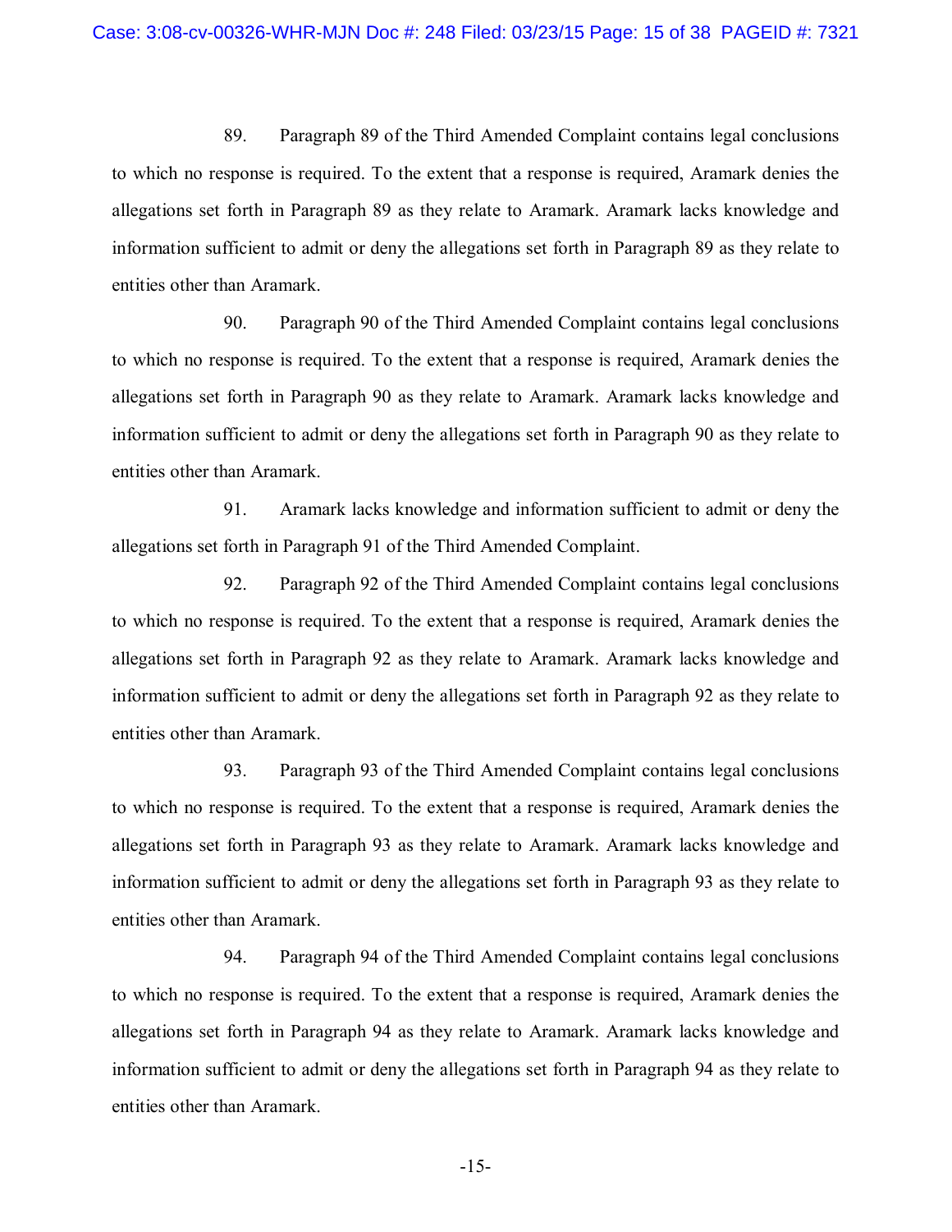89. Paragraph 89 of the Third Amended Complaint contains legal conclusions to which no response is required. To the extent that a response is required, Aramark denies the allegations set forth in Paragraph 89 as they relate to Aramark. Aramark lacks knowledge and information sufficient to admit or deny the allegations set forth in Paragraph 89 as they relate to entities other than Aramark.

90. Paragraph 90 of the Third Amended Complaint contains legal conclusions to which no response is required. To the extent that a response is required, Aramark denies the allegations set forth in Paragraph 90 as they relate to Aramark. Aramark lacks knowledge and information sufficient to admit or deny the allegations set forth in Paragraph 90 as they relate to entities other than Aramark.

91. Aramark lacks knowledge and information sufficient to admit or deny the allegations set forth in Paragraph 91 of the Third Amended Complaint.

92. Paragraph 92 of the Third Amended Complaint contains legal conclusions to which no response is required. To the extent that a response is required, Aramark denies the allegations set forth in Paragraph 92 as they relate to Aramark. Aramark lacks knowledge and information sufficient to admit or deny the allegations set forth in Paragraph 92 as they relate to entities other than Aramark.

93. Paragraph 93 of the Third Amended Complaint contains legal conclusions to which no response is required. To the extent that a response is required, Aramark denies the allegations set forth in Paragraph 93 as they relate to Aramark. Aramark lacks knowledge and information sufficient to admit or deny the allegations set forth in Paragraph 93 as they relate to entities other than Aramark.

94. Paragraph 94 of the Third Amended Complaint contains legal conclusions to which no response is required. To the extent that a response is required, Aramark denies the allegations set forth in Paragraph 94 as they relate to Aramark. Aramark lacks knowledge and information sufficient to admit or deny the allegations set forth in Paragraph 94 as they relate to entities other than Aramark.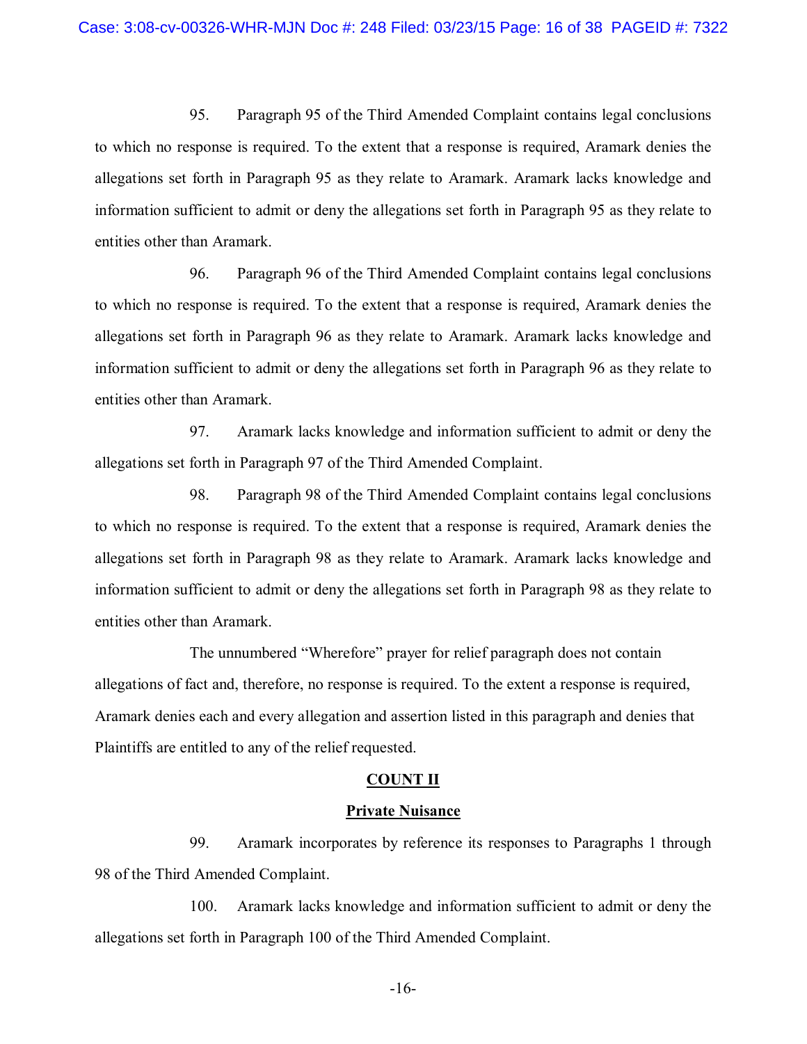95. Paragraph 95 of the Third Amended Complaint contains legal conclusions to which no response is required. To the extent that a response is required, Aramark denies the allegations set forth in Paragraph 95 as they relate to Aramark. Aramark lacks knowledge and information sufficient to admit or deny the allegations set forth in Paragraph 95 as they relate to entities other than Aramark.

96. Paragraph 96 of the Third Amended Complaint contains legal conclusions to which no response is required. To the extent that a response is required, Aramark denies the allegations set forth in Paragraph 96 as they relate to Aramark. Aramark lacks knowledge and information sufficient to admit or deny the allegations set forth in Paragraph 96 as they relate to entities other than Aramark.

97. Aramark lacks knowledge and information sufficient to admit or deny the allegations set forth in Paragraph 97 of the Third Amended Complaint.

98. Paragraph 98 of the Third Amended Complaint contains legal conclusions to which no response is required. To the extent that a response is required, Aramark denies the allegations set forth in Paragraph 98 as they relate to Aramark. Aramark lacks knowledge and information sufficient to admit or deny the allegations set forth in Paragraph 98 as they relate to entities other than Aramark.

The unnumbered "Wherefore" prayer for relief paragraph does not contain allegations of fact and, therefore, no response is required. To the extent a response is required, Aramark denies each and every allegation and assertion listed in this paragraph and denies that Plaintiffs are entitled to any of the relief requested.

## COUNT II

### Private Nuisance

99. Aramark incorporates by reference its responses to Paragraphs 1 through 98 of the Third Amended Complaint.

100. Aramark lacks knowledge and information sufficient to admit or deny the allegations set forth in Paragraph 100 of the Third Amended Complaint.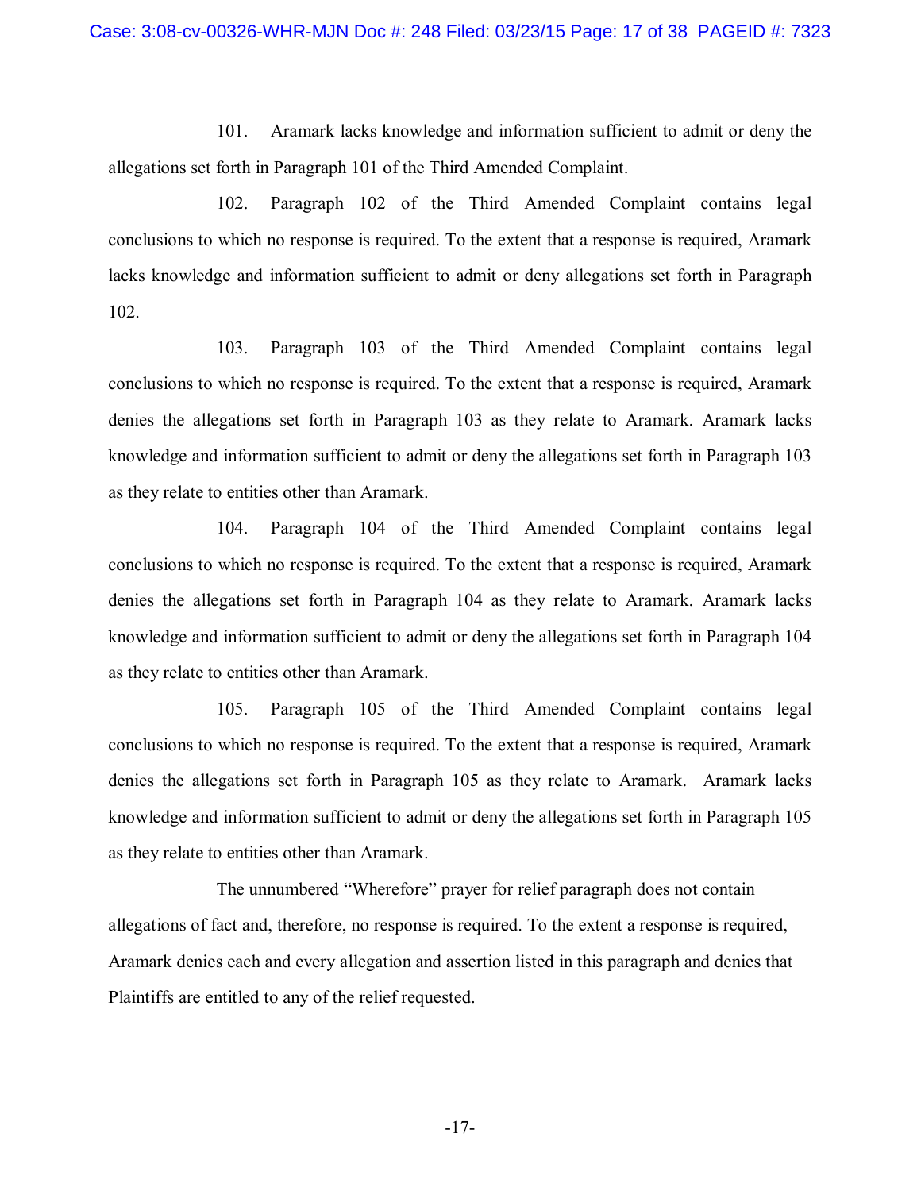101. Aramark lacks knowledge and information sufficient to admit or deny the allegations set forth in Paragraph 101 of the Third Amended Complaint.

102. Paragraph 102 of the Third Amended Complaint contains legal conclusions to which no response is required. To the extent that a response is required, Aramark lacks knowledge and information sufficient to admit or deny allegations set forth in Paragraph 102.

103. Paragraph 103 of the Third Amended Complaint contains legal conclusions to which no response is required. To the extent that a response is required, Aramark denies the allegations set forth in Paragraph 103 as they relate to Aramark. Aramark lacks knowledge and information sufficient to admit or deny the allegations set forth in Paragraph 103 as they relate to entities other than Aramark.

104. Paragraph 104 of the Third Amended Complaint contains legal conclusions to which no response is required. To the extent that a response is required, Aramark denies the allegations set forth in Paragraph 104 as they relate to Aramark. Aramark lacks knowledge and information sufficient to admit or deny the allegations set forth in Paragraph 104 as they relate to entities other than Aramark.

105. Paragraph 105 of the Third Amended Complaint contains legal conclusions to which no response is required. To the extent that a response is required, Aramark denies the allegations set forth in Paragraph 105 as they relate to Aramark. Aramark lacks knowledge and information sufficient to admit or deny the allegations set forth in Paragraph 105 as they relate to entities other than Aramark.

The unnumbered "Wherefore" prayer for relief paragraph does not contain allegations of fact and, therefore, no response is required. To the extent a response is required, Aramark denies each and every allegation and assertion listed in this paragraph and denies that Plaintiffs are entitled to any of the relief requested.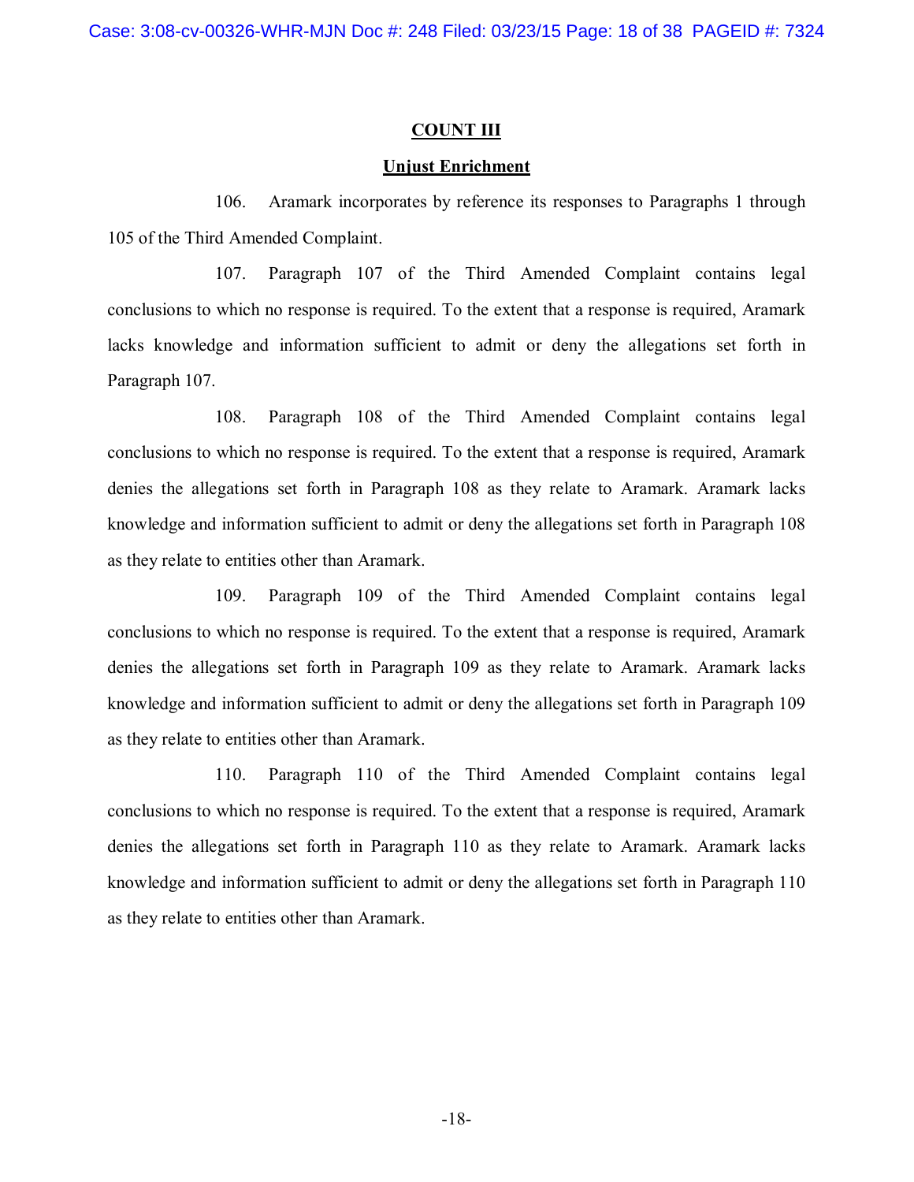## COUNT III

### Unjust Enrichment

106. Aramark incorporates by reference its responses to Paragraphs 1 through 105 of the Third Amended Complaint.

107. Paragraph 107 of the Third Amended Complaint contains legal conclusions to which no response is required. To the extent that a response is required, Aramark lacks knowledge and information sufficient to admit or deny the allegations set forth in Paragraph 107.

108. Paragraph 108 of the Third Amended Complaint contains legal conclusions to which no response is required. To the extent that a response is required, Aramark denies the allegations set forth in Paragraph 108 as they relate to Aramark. Aramark lacks knowledge and information sufficient to admit or deny the allegations set forth in Paragraph 108 as they relate to entities other than Aramark.

109. Paragraph 109 of the Third Amended Complaint contains legal conclusions to which no response is required. To the extent that a response is required, Aramark denies the allegations set forth in Paragraph 109 as they relate to Aramark. Aramark lacks knowledge and information sufficient to admit or deny the allegations set forth in Paragraph 109 as they relate to entities other than Aramark.

110. Paragraph 110 of the Third Amended Complaint contains legal conclusions to which no response is required. To the extent that a response is required, Aramark denies the allegations set forth in Paragraph 110 as they relate to Aramark. Aramark lacks knowledge and information sufficient to admit or deny the allegations set forth in Paragraph 110 as they relate to entities other than Aramark.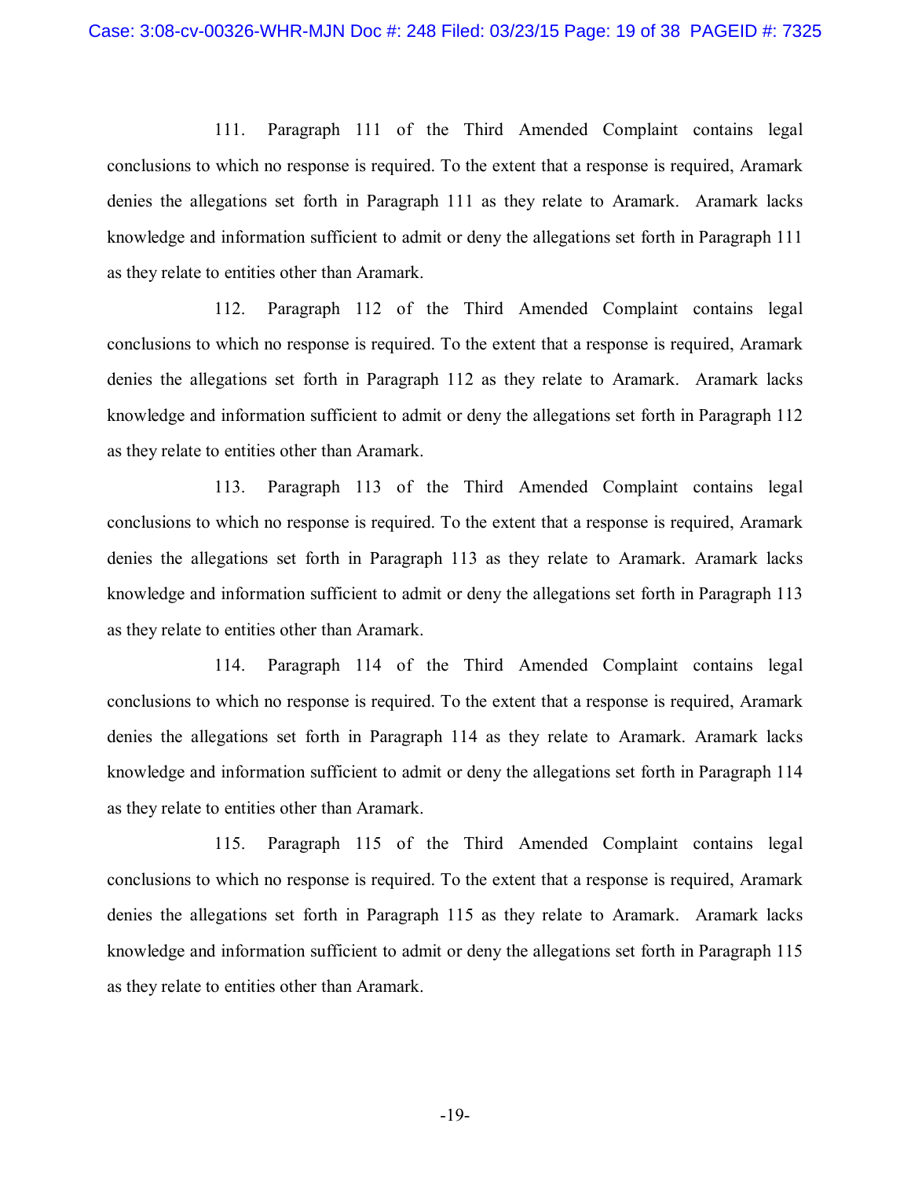111. Paragraph 111 of the Third Amended Complaint contains legal conclusions to which no response is required. To the extent that a response is required, Aramark denies the allegations set forth in Paragraph 111 as they relate to Aramark. Aramark lacks knowledge and information sufficient to admit or deny the allegations set forth in Paragraph 111 as they relate to entities other than Aramark.

112. Paragraph 112 of the Third Amended Complaint contains legal conclusions to which no response is required. To the extent that a response is required, Aramark denies the allegations set forth in Paragraph 112 as they relate to Aramark. Aramark lacks knowledge and information sufficient to admit or deny the allegations set forth in Paragraph 112 as they relate to entities other than Aramark.

113. Paragraph 113 of the Third Amended Complaint contains legal conclusions to which no response is required. To the extent that a response is required, Aramark denies the allegations set forth in Paragraph 113 as they relate to Aramark. Aramark lacks knowledge and information sufficient to admit or deny the allegations set forth in Paragraph 113 as they relate to entities other than Aramark.

114. Paragraph 114 of the Third Amended Complaint contains legal conclusions to which no response is required. To the extent that a response is required, Aramark denies the allegations set forth in Paragraph 114 as they relate to Aramark. Aramark lacks knowledge and information sufficient to admit or deny the allegations set forth in Paragraph 114 as they relate to entities other than Aramark.

115. Paragraph 115 of the Third Amended Complaint contains legal conclusions to which no response is required. To the extent that a response is required, Aramark denies the allegations set forth in Paragraph 115 as they relate to Aramark. Aramark lacks knowledge and information sufficient to admit or deny the allegations set forth in Paragraph 115 as they relate to entities other than Aramark.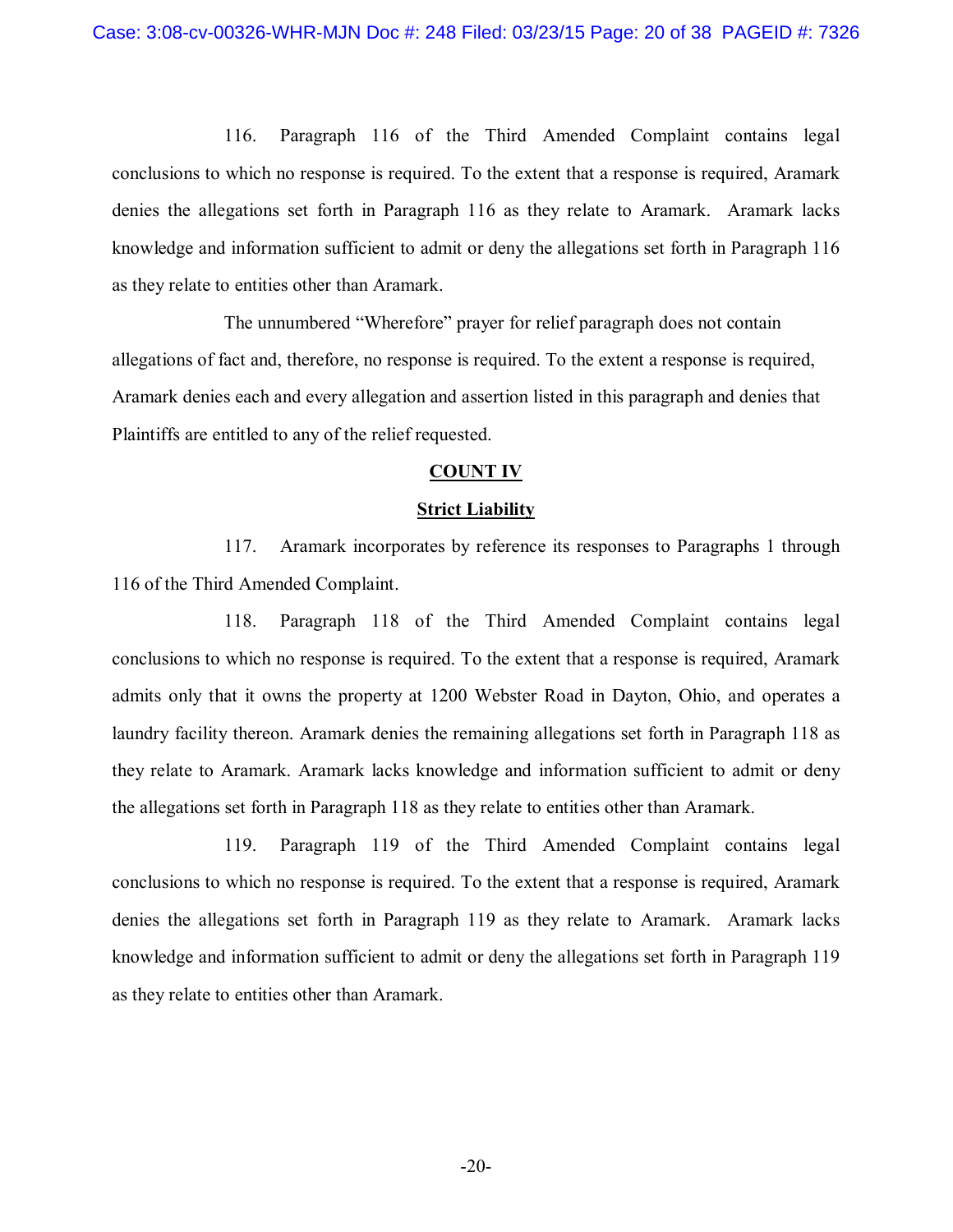116. Paragraph 116 of the Third Amended Complaint contains legal conclusions to which no response is required. To the extent that a response is required, Aramark denies the allegations set forth in Paragraph 116 as they relate to Aramark. Aramark lacks knowledge and information sufficient to admit or deny the allegations set forth in Paragraph 116 as they relate to entities other than Aramark.

The unnumbered "Wherefore" prayer for relief paragraph does not contain allegations of fact and, therefore, no response is required. To the extent a response is required, Aramark denies each and every allegation and assertion listed in this paragraph and denies that Plaintiffs are entitled to any of the relief requested.

## COUNT IV

## Strict Liability

117. Aramark incorporates by reference its responses to Paragraphs 1 through 116 of the Third Amended Complaint.

118. Paragraph 118 of the Third Amended Complaint contains legal conclusions to which no response is required. To the extent that a response is required, Aramark admits only that it owns the property at 1200 Webster Road in Dayton, Ohio, and operates a laundry facility thereon. Aramark denies the remaining allegations set forth in Paragraph 118 as they relate to Aramark. Aramark lacks knowledge and information sufficient to admit or deny the allegations set forth in Paragraph 118 as they relate to entities other than Aramark.

119. Paragraph 119 of the Third Amended Complaint contains legal conclusions to which no response is required. To the extent that a response is required, Aramark denies the allegations set forth in Paragraph 119 as they relate to Aramark. Aramark lacks knowledge and information sufficient to admit or deny the allegations set forth in Paragraph 119 as they relate to entities other than Aramark.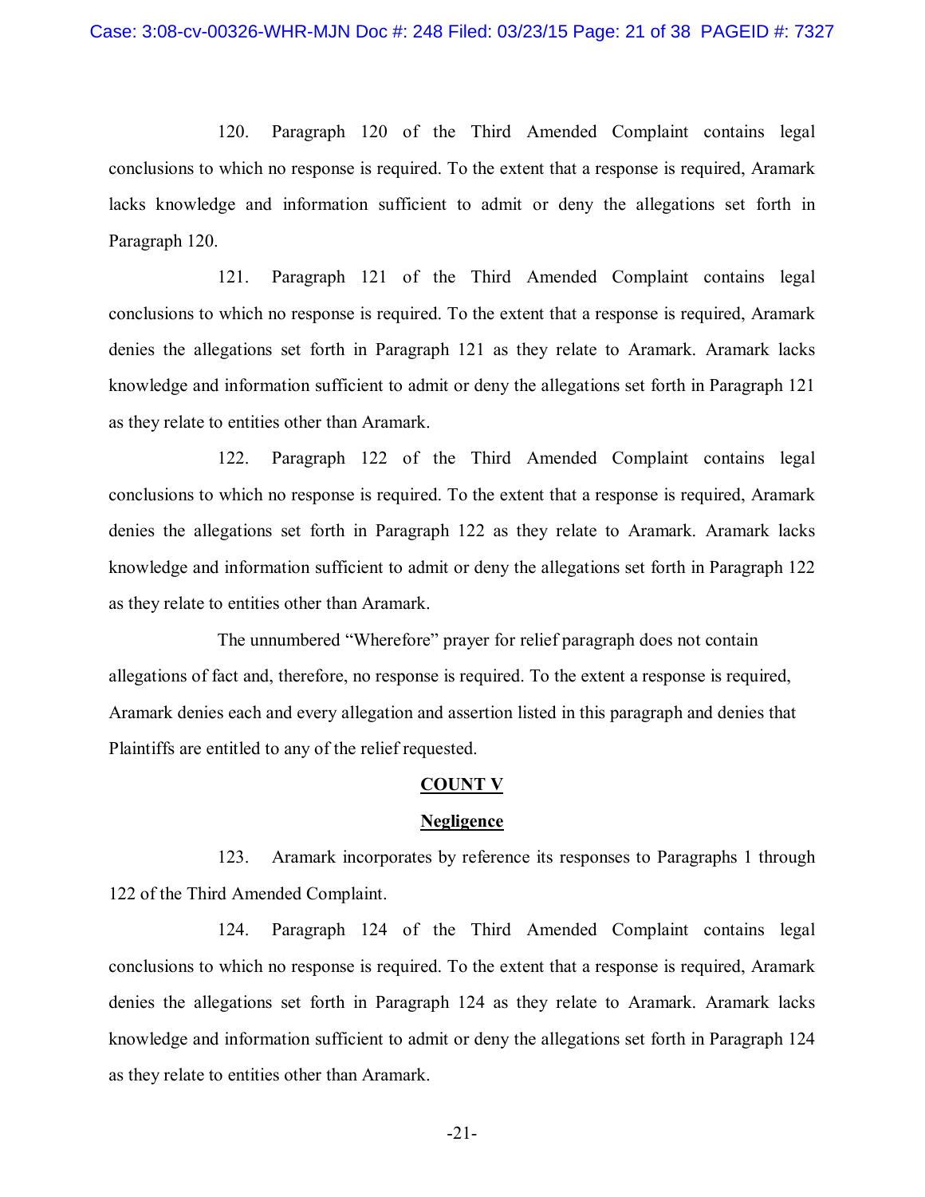120. Paragraph 120 of the Third Amended Complaint contains legal conclusions to which no response is required. To the extent that a response is required, Aramark lacks knowledge and information sufficient to admit or deny the allegations set forth in Paragraph 120.

121. Paragraph 121 of the Third Amended Complaint contains legal conclusions to which no response is required. To the extent that a response is required, Aramark denies the allegations set forth in Paragraph 121 as they relate to Aramark. Aramark lacks knowledge and information sufficient to admit or deny the allegations set forth in Paragraph 121 as they relate to entities other than Aramark.

122. Paragraph 122 of the Third Amended Complaint contains legal conclusions to which no response is required. To the extent that a response is required, Aramark denies the allegations set forth in Paragraph 122 as they relate to Aramark. Aramark lacks knowledge and information sufficient to admit or deny the allegations set forth in Paragraph 122 as they relate to entities other than Aramark.

The unnumbered "Wherefore" prayer for relief paragraph does not contain allegations of fact and, therefore, no response is required. To the extent a response is required, Aramark denies each and every allegation and assertion listed in this paragraph and denies that Plaintiffs are entitled to any of the relief requested.

## COUNT V

## Negligence

123. Aramark incorporates by reference its responses to Paragraphs 1 through 122 of the Third Amended Complaint.

124. Paragraph 124 of the Third Amended Complaint contains legal conclusions to which no response is required. To the extent that a response is required, Aramark denies the allegations set forth in Paragraph 124 as they relate to Aramark. Aramark lacks knowledge and information sufficient to admit or deny the allegations set forth in Paragraph 124 as they relate to entities other than Aramark.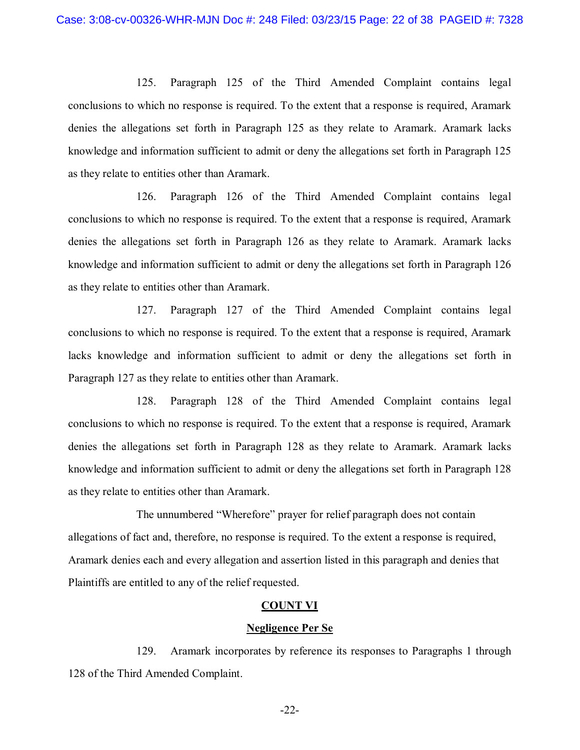125. Paragraph 125 of the Third Amended Complaint contains legal conclusions to which no response is required. To the extent that a response is required, Aramark denies the allegations set forth in Paragraph 125 as they relate to Aramark. Aramark lacks knowledge and information sufficient to admit or deny the allegations set forth in Paragraph 125 as they relate to entities other than Aramark.

126. Paragraph 126 of the Third Amended Complaint contains legal conclusions to which no response is required. To the extent that a response is required, Aramark denies the allegations set forth in Paragraph 126 as they relate to Aramark. Aramark lacks knowledge and information sufficient to admit or deny the allegations set forth in Paragraph 126 as they relate to entities other than Aramark.

127. Paragraph 127 of the Third Amended Complaint contains legal conclusions to which no response is required. To the extent that a response is required, Aramark lacks knowledge and information sufficient to admit or deny the allegations set forth in Paragraph 127 as they relate to entities other than Aramark.

128. Paragraph 128 of the Third Amended Complaint contains legal conclusions to which no response is required. To the extent that a response is required, Aramark denies the allegations set forth in Paragraph 128 as they relate to Aramark. Aramark lacks knowledge and information sufficient to admit or deny the allegations set forth in Paragraph 128 as they relate to entities other than Aramark.

The unnumbered "Wherefore" prayer for relief paragraph does not contain allegations of fact and, therefore, no response is required. To the extent a response is required, Aramark denies each and every allegation and assertion listed in this paragraph and denies that Plaintiffs are entitled to any of the relief requested.

## COUNT VI

## Negligence Per Se

129. Aramark incorporates by reference its responses to Paragraphs 1 through 128 of the Third Amended Complaint.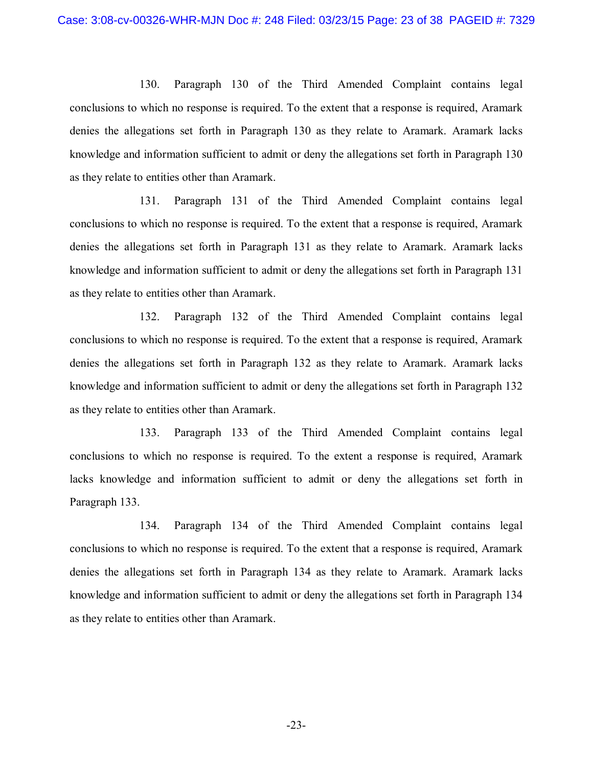130. Paragraph 130 of the Third Amended Complaint contains legal conclusions to which no response is required. To the extent that a response is required, Aramark denies the allegations set forth in Paragraph 130 as they relate to Aramark. Aramark lacks knowledge and information sufficient to admit or deny the allegations set forth in Paragraph 130 as they relate to entities other than Aramark.

131. Paragraph 131 of the Third Amended Complaint contains legal conclusions to which no response is required. To the extent that a response is required, Aramark denies the allegations set forth in Paragraph 131 as they relate to Aramark. Aramark lacks knowledge and information sufficient to admit or deny the allegations set forth in Paragraph 131 as they relate to entities other than Aramark.

132. Paragraph 132 of the Third Amended Complaint contains legal conclusions to which no response is required. To the extent that a response is required, Aramark denies the allegations set forth in Paragraph 132 as they relate to Aramark. Aramark lacks knowledge and information sufficient to admit or deny the allegations set forth in Paragraph 132 as they relate to entities other than Aramark.

133. Paragraph 133 of the Third Amended Complaint contains legal conclusions to which no response is required. To the extent a response is required, Aramark lacks knowledge and information sufficient to admit or deny the allegations set forth in Paragraph 133.

134. Paragraph 134 of the Third Amended Complaint contains legal conclusions to which no response is required. To the extent that a response is required, Aramark denies the allegations set forth in Paragraph 134 as they relate to Aramark. Aramark lacks knowledge and information sufficient to admit or deny the allegations set forth in Paragraph 134 as they relate to entities other than Aramark.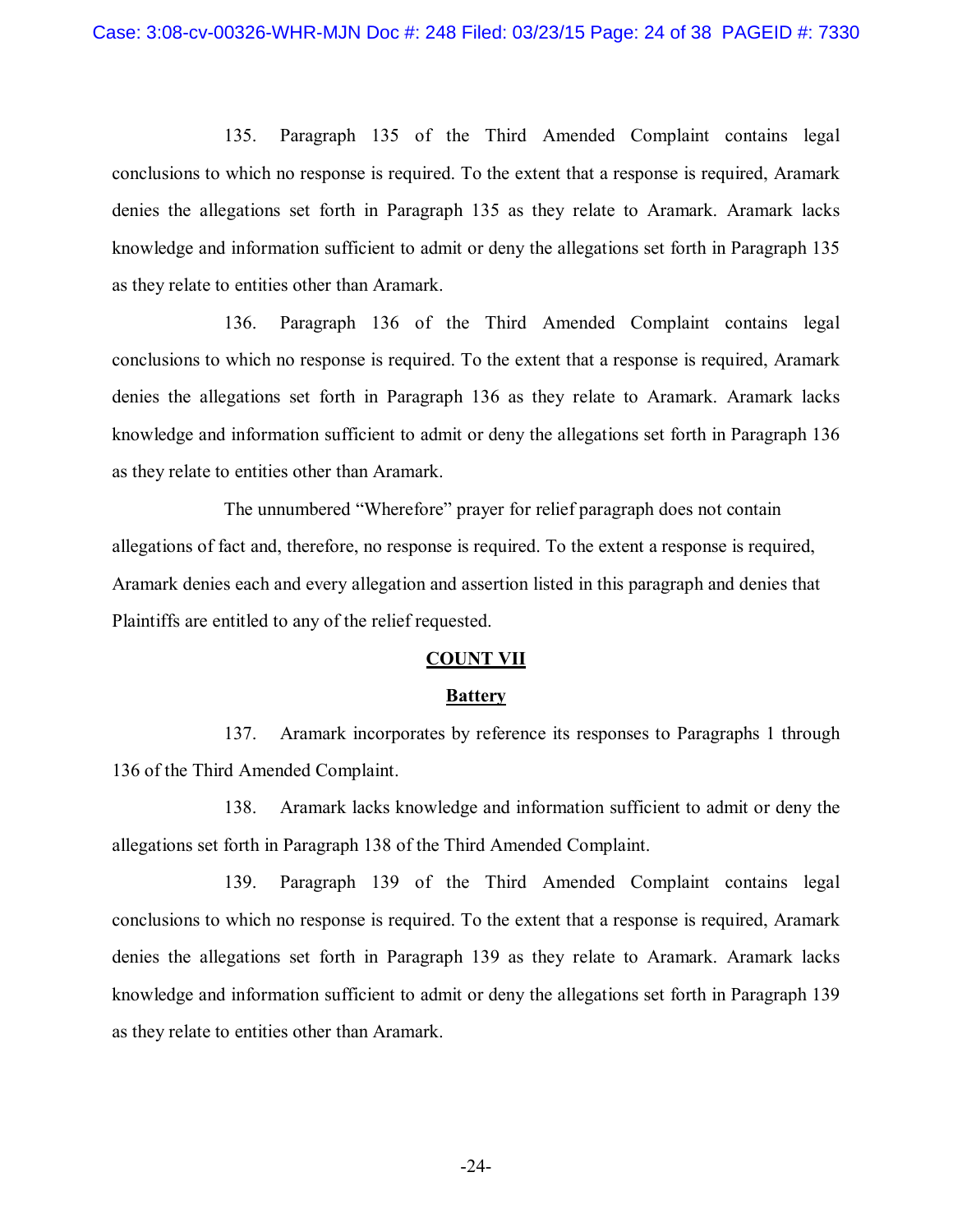135. Paragraph 135 of the Third Amended Complaint contains legal conclusions to which no response is required. To the extent that a response is required, Aramark denies the allegations set forth in Paragraph 135 as they relate to Aramark. Aramark lacks knowledge and information sufficient to admit or deny the allegations set forth in Paragraph 135 as they relate to entities other than Aramark.

136. Paragraph 136 of the Third Amended Complaint contains legal conclusions to which no response is required. To the extent that a response is required, Aramark denies the allegations set forth in Paragraph 136 as they relate to Aramark. Aramark lacks knowledge and information sufficient to admit or deny the allegations set forth in Paragraph 136 as they relate to entities other than Aramark.

The unnumbered "Wherefore" prayer for relief paragraph does not contain allegations of fact and, therefore, no response is required. To the extent a response is required, Aramark denies each and every allegation and assertion listed in this paragraph and denies that Plaintiffs are entitled to any of the relief requested.

## COUNT VII

### Battery

137. Aramark incorporates by reference its responses to Paragraphs 1 through 136 of the Third Amended Complaint.

138. Aramark lacks knowledge and information sufficient to admit or deny the allegations set forth in Paragraph 138 of the Third Amended Complaint.

139. Paragraph 139 of the Third Amended Complaint contains legal conclusions to which no response is required. To the extent that a response is required, Aramark denies the allegations set forth in Paragraph 139 as they relate to Aramark. Aramark lacks knowledge and information sufficient to admit or deny the allegations set forth in Paragraph 139 as they relate to entities other than Aramark.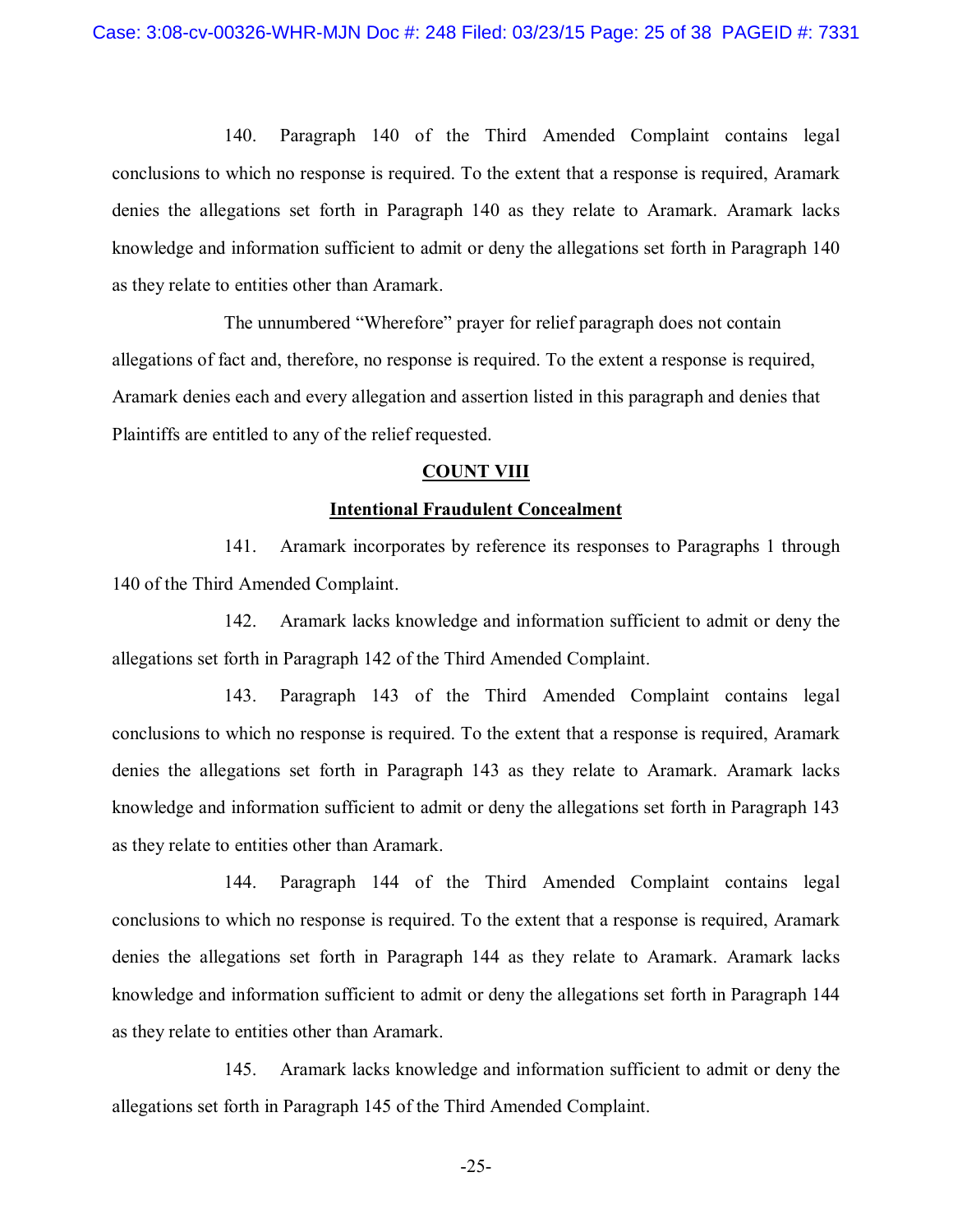140. Paragraph 140 of the Third Amended Complaint contains legal conclusions to which no response is required. To the extent that a response is required, Aramark denies the allegations set forth in Paragraph 140 as they relate to Aramark. Aramark lacks knowledge and information sufficient to admit or deny the allegations set forth in Paragraph 140 as they relate to entities other than Aramark.

The unnumbered "Wherefore" prayer for relief paragraph does not contain allegations of fact and, therefore, no response is required. To the extent a response is required, Aramark denies each and every allegation and assertion listed in this paragraph and denies that Plaintiffs are entitled to any of the relief requested.

**COUNT VIII**

**Intentional Fraudulent Concealment**

141. Aramark incorporates by reference its responses to Paragraphs 1 through 140 of the Third Amended Complaint.

142. Aramark lacks knowledge and information sufficient to admit or deny the allegations set forth in Paragraph 142 of the Third Amended Complaint.

143. Paragraph 143 of the Third Amended Complaint contains legal conclusions to which no response is required. To the extent that a response is required, Aramark denies the allegations set forth in Paragraph 143 as they relate to Aramark. Aramark lacks knowledge and information sufficient to admit or deny the allegations set forth in Paragraph 143 as they relate to entities other than Aramark.

144. Paragraph 144 of the Third Amended Complaint contains legal conclusions to which no response is required. To the extent that a response is required, Aramark denies the allegations set forth in Paragraph 144 as they relate to Aramark. Aramark lacks knowledge and information sufficient to admit or deny the allegations set forth in Paragraph 144 as they relate to entities other than Aramark.

145. Aramark lacks knowledge and information sufficient to admit or deny the allegations set forth in Paragraph 145 of the Third Amended Complaint.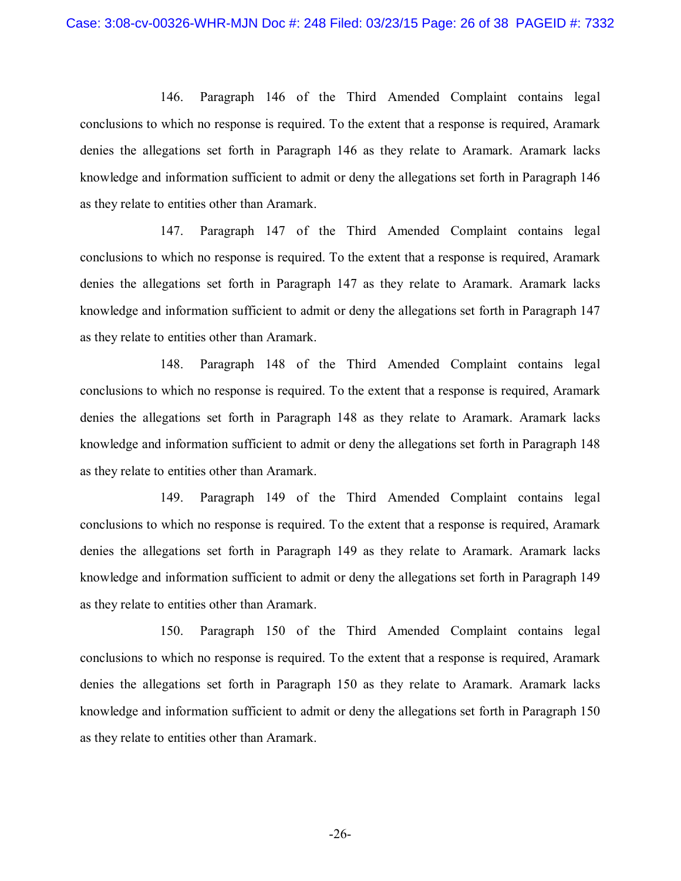146. Paragraph 146 of the Third Amended Complaint contains legal conclusions to which no response is required. To the extent that a response is required, Aramark denies the allegations set forth in Paragraph 146 as they relate to Aramark. Aramark lacks knowledge and information sufficient to admit or deny the allegations set forth in Paragraph 146 as they relate to entities other than Aramark.

147. Paragraph 147 of the Third Amended Complaint contains legal conclusions to which no response is required. To the extent that a response is required, Aramark denies the allegations set forth in Paragraph 147 as they relate to Aramark. Aramark lacks knowledge and information sufficient to admit or deny the allegations set forth in Paragraph 147 as they relate to entities other than Aramark.

148. Paragraph 148 of the Third Amended Complaint contains legal conclusions to which no response is required. To the extent that a response is required, Aramark denies the allegations set forth in Paragraph 148 as they relate to Aramark. Aramark lacks knowledge and information sufficient to admit or deny the allegations set forth in Paragraph 148 as they relate to entities other than Aramark.

149. Paragraph 149 of the Third Amended Complaint contains legal conclusions to which no response is required. To the extent that a response is required, Aramark denies the allegations set forth in Paragraph 149 as they relate to Aramark. Aramark lacks knowledge and information sufficient to admit or deny the allegations set forth in Paragraph 149 as they relate to entities other than Aramark.

150. Paragraph 150 of the Third Amended Complaint contains legal conclusions to which no response is required. To the extent that a response is required, Aramark denies the allegations set forth in Paragraph 150 as they relate to Aramark. Aramark lacks knowledge and information sufficient to admit or deny the allegations set forth in Paragraph 150 as they relate to entities other than Aramark.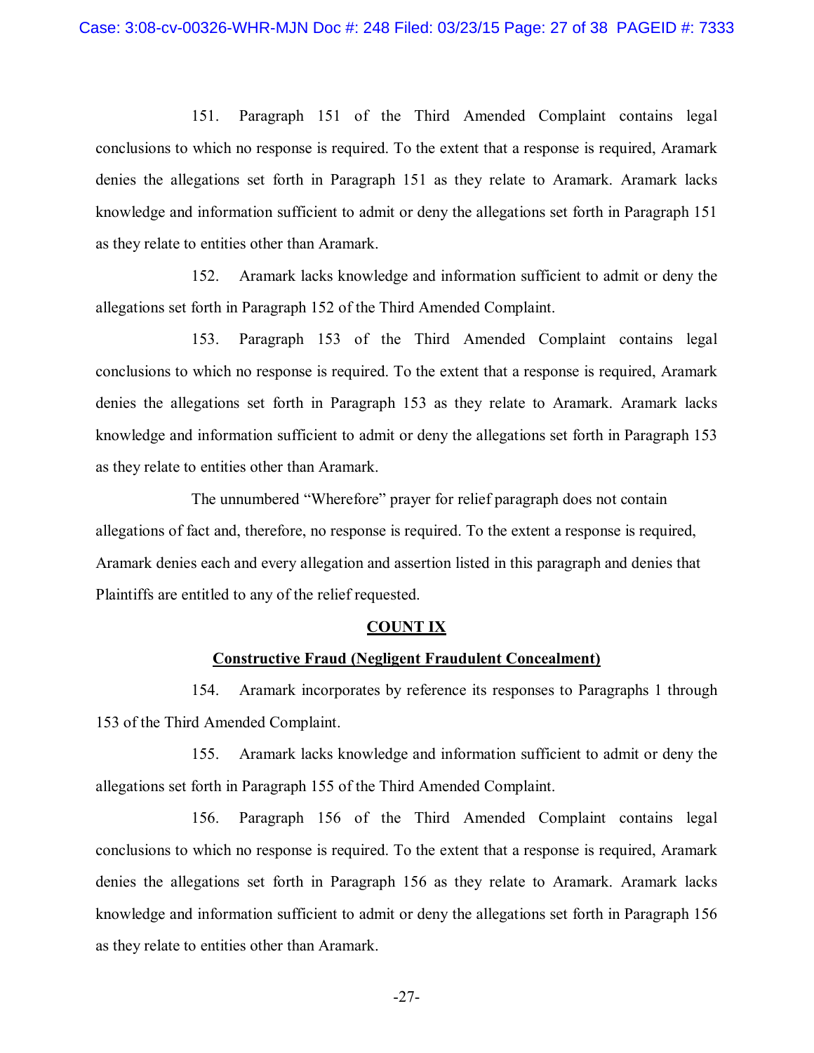151. Paragraph 151 of the Third Amended Complaint contains legal conclusions to which no response is required. To the extent that a response is required, Aramark denies the allegations set forth in Paragraph 151 as they relate to Aramark. Aramark lacks knowledge and information sufficient to admit or deny the allegations set forth in Paragraph 151 as they relate to entities other than Aramark.

152. Aramark lacks knowledge and information sufficient to admit or deny the allegations set forth in Paragraph 152 of the Third Amended Complaint.

153. Paragraph 153 of the Third Amended Complaint contains legal conclusions to which no response is required. To the extent that a response is required, Aramark denies the allegations set forth in Paragraph 153 as they relate to Aramark. Aramark lacks knowledge and information sufficient to admit or deny the allegations set forth in Paragraph 153 as they relate to entities other than Aramark.

The unnumbered "Wherefore" prayer for relief paragraph does not contain allegations of fact and, therefore, no response is required. To the extent a response is required, Aramark denies each and every allegation and assertion listed in this paragraph and denies that Plaintiffs are entitled to any of the relief requested.

## COUNT IX

### Constructive Fraud (Negligent Fraudulent Concealment)

154. Aramark incorporates by reference its responses to Paragraphs 1 through 153 of the Third Amended Complaint.

155. Aramark lacks knowledge and information sufficient to admit or deny the allegations set forth in Paragraph 155 of the Third Amended Complaint.

156. Paragraph 156 of the Third Amended Complaint contains legal conclusions to which no response is required. To the extent that a response is required, Aramark denies the allegations set forth in Paragraph 156 as they relate to Aramark. Aramark lacks knowledge and information sufficient to admit or deny the allegations set forth in Paragraph 156 as they relate to entities other than Aramark.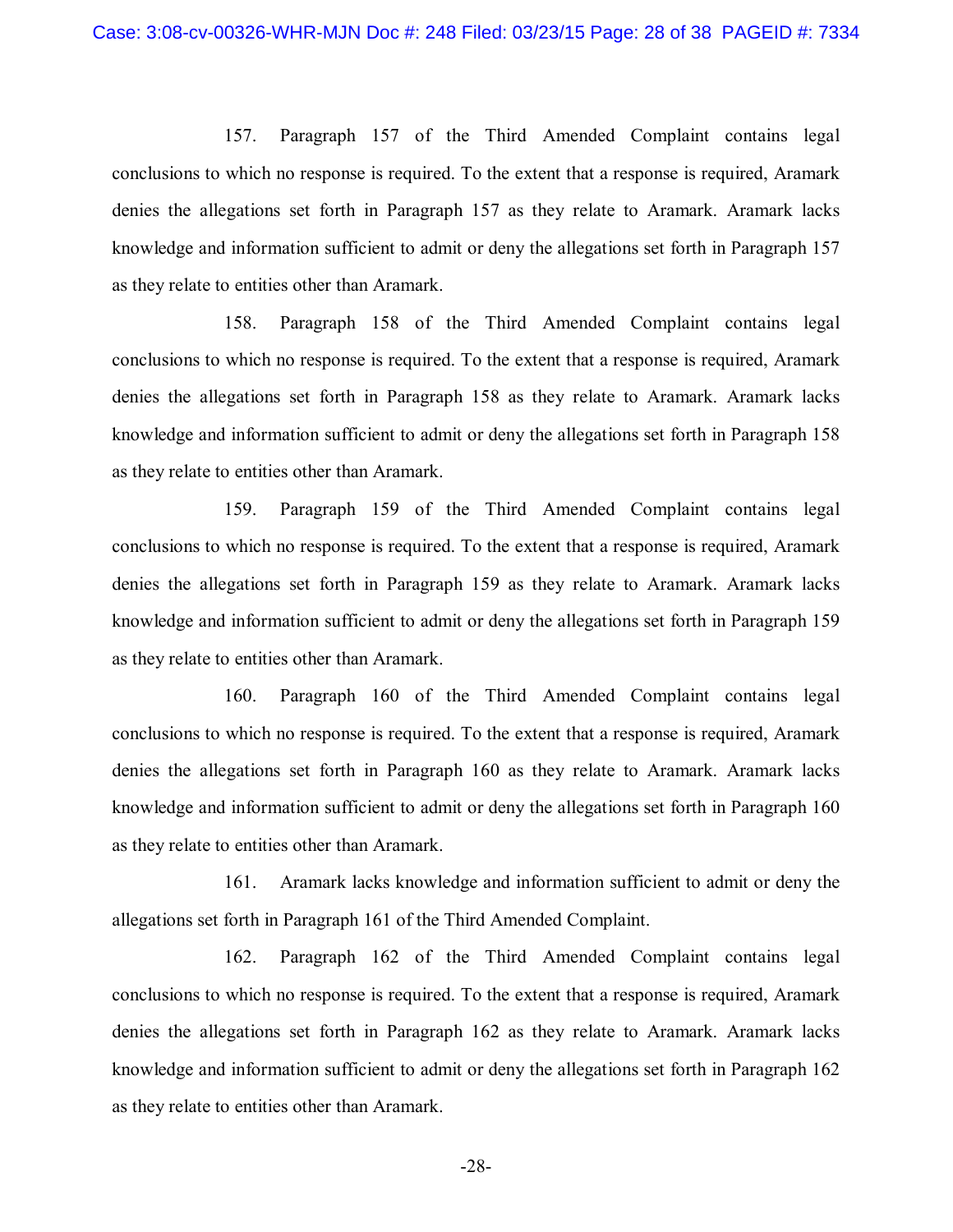157. Paragraph 157 of the Third Amended Complaint contains legal conclusions to which no response is required. To the extent that a response is required, Aramark denies the allegations set forth in Paragraph 157 as they relate to Aramark. Aramark lacks knowledge and information sufficient to admit or deny the allegations set forth in Paragraph 157 as they relate to entities other than Aramark.

158. Paragraph 158 of the Third Amended Complaint contains legal conclusions to which no response is required. To the extent that a response is required, Aramark denies the allegations set forth in Paragraph 158 as they relate to Aramark. Aramark lacks knowledge and information sufficient to admit or deny the allegations set forth in Paragraph 158 as they relate to entities other than Aramark.

159. Paragraph 159 of the Third Amended Complaint contains legal conclusions to which no response is required. To the extent that a response is required, Aramark denies the allegations set forth in Paragraph 159 as they relate to Aramark. Aramark lacks knowledge and information sufficient to admit or deny the allegations set forth in Paragraph 159 as they relate to entities other than Aramark.

160. Paragraph 160 of the Third Amended Complaint contains legal conclusions to which no response is required. To the extent that a response is required, Aramark denies the allegations set forth in Paragraph 160 as they relate to Aramark. Aramark lacks knowledge and information sufficient to admit or deny the allegations set forth in Paragraph 160 as they relate to entities other than Aramark.

161. Aramark lacks knowledge and information sufficient to admit or deny the allegations set forth in Paragraph 161 of the Third Amended Complaint.

162. Paragraph 162 of the Third Amended Complaint contains legal conclusions to which no response is required. To the extent that a response is required, Aramark denies the allegations set forth in Paragraph 162 as they relate to Aramark. Aramark lacks knowledge and information sufficient to admit or deny the allegations set forth in Paragraph 162 as they relate to entities other than Aramark.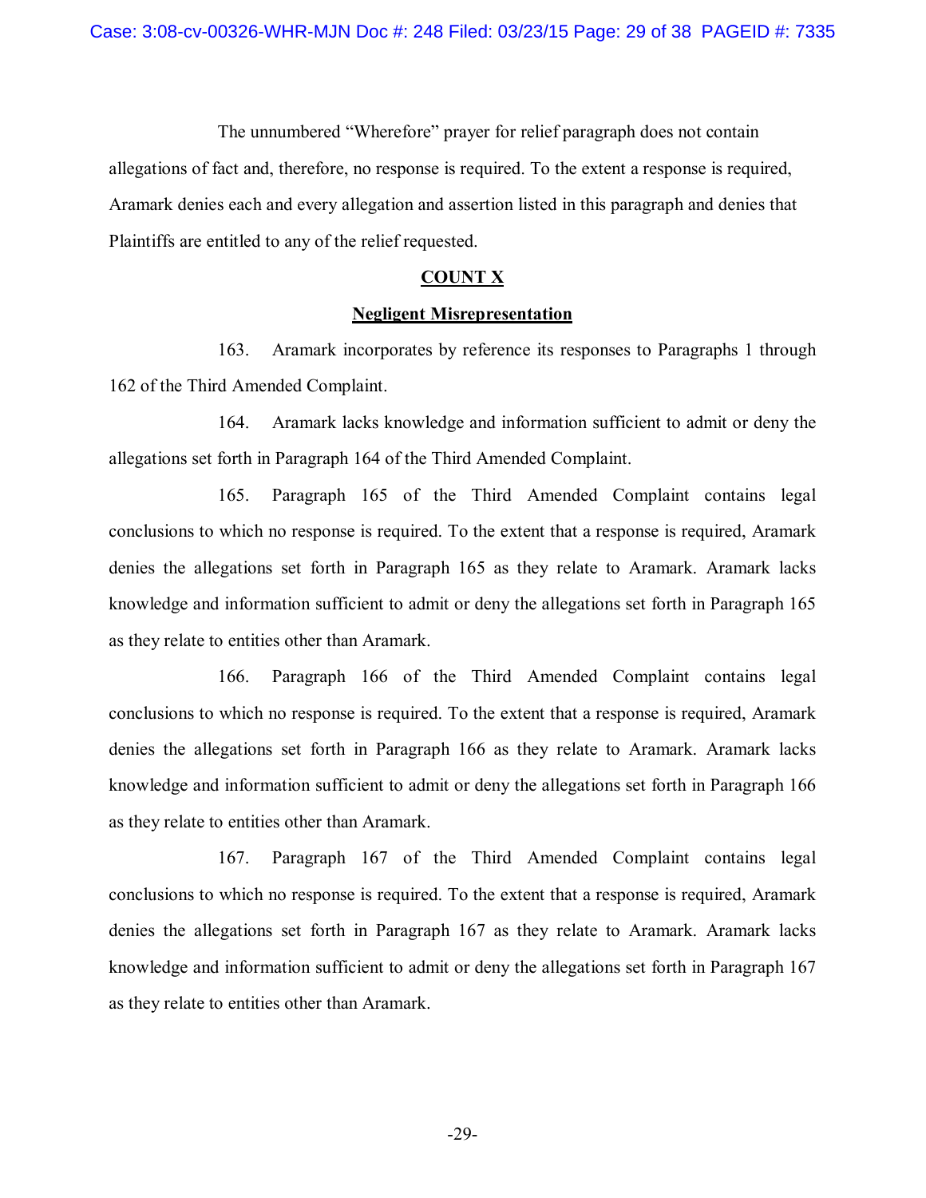The unnumbered "Wherefore" prayer for relief paragraph does not contain allegations of fact and, therefore, no response is required. To the extent a response is required, Aramark denies each and every allegation and assertion listed in this paragraph and denies that Plaintiffs are entitled to any of the relief requested.

## COUNT X

### Negligent Misrepresentation

163. Aramark incorporates by reference its responses to Paragraphs 1 through 162 of the Third Amended Complaint.

164. Aramark lacks knowledge and information sufficient to admit or deny the allegations set forth in Paragraph 164 of the Third Amended Complaint.

165. Paragraph 165 of the Third Amended Complaint contains legal conclusions to which no response is required. To the extent that a response is required, Aramark denies the allegations set forth in Paragraph 165 as they relate to Aramark. Aramark lacks knowledge and information sufficient to admit or deny the allegations set forth in Paragraph 165 as they relate to entities other than Aramark.

166. Paragraph 166 of the Third Amended Complaint contains legal conclusions to which no response is required. To the extent that a response is required, Aramark denies the allegations set forth in Paragraph 166 as they relate to Aramark. Aramark lacks knowledge and information sufficient to admit or deny the allegations set forth in Paragraph 166 as they relate to entities other than Aramark.

167. Paragraph 167 of the Third Amended Complaint contains legal conclusions to which no response is required. To the extent that a response is required, Aramark denies the allegations set forth in Paragraph 167 as they relate to Aramark. Aramark lacks knowledge and information sufficient to admit or deny the allegations set forth in Paragraph 167 as they relate to entities other than Aramark.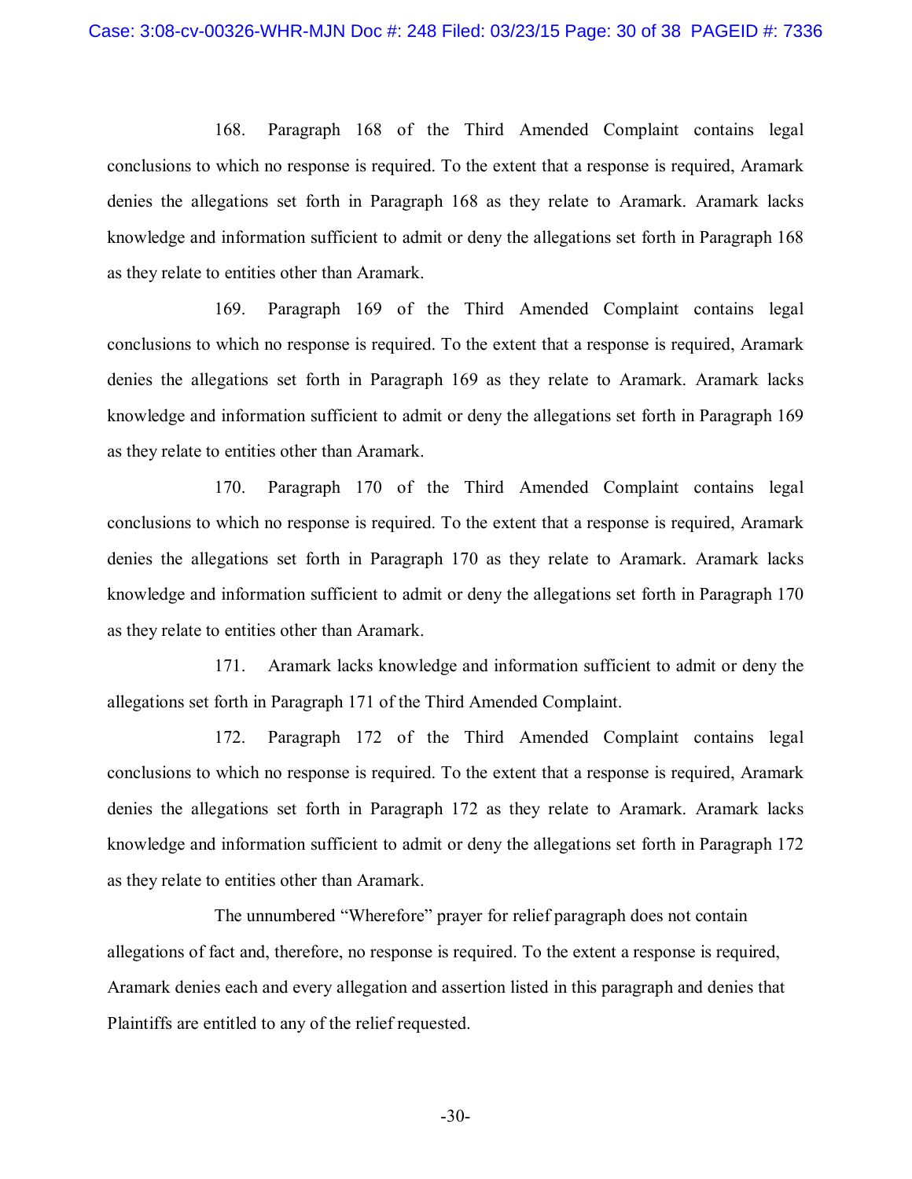168. Paragraph 168 of the Third Amended Complaint contains legal conclusions to which no response is required. To the extent that a response is required, Aramark denies the allegations set forth in Paragraph 168 as they relate to Aramark. Aramark lacks knowledge and information sufficient to admit or deny the allegations set forth in Paragraph 168 as they relate to entities other than Aramark.

169. Paragraph 169 of the Third Amended Complaint contains legal conclusions to which no response is required. To the extent that a response is required, Aramark denies the allegations set forth in Paragraph 169 as they relate to Aramark. Aramark lacks knowledge and information sufficient to admit or deny the allegations set forth in Paragraph 169 as they relate to entities other than Aramark.

170. Paragraph 170 of the Third Amended Complaint contains legal conclusions to which no response is required. To the extent that a response is required, Aramark denies the allegations set forth in Paragraph 170 as they relate to Aramark. Aramark lacks knowledge and information sufficient to admit or deny the allegations set forth in Paragraph 170 as they relate to entities other than Aramark.

171. Aramark lacks knowledge and information sufficient to admit or deny the allegations set forth in Paragraph 171 of the Third Amended Complaint.

172. Paragraph 172 of the Third Amended Complaint contains legal conclusions to which no response is required. To the extent that a response is required, Aramark denies the allegations set forth in Paragraph 172 as they relate to Aramark. Aramark lacks knowledge and information sufficient to admit or deny the allegations set forth in Paragraph 172 as they relate to entities other than Aramark.

The unnumbered "Wherefore" prayer for relief paragraph does not contain allegations of fact and, therefore, no response is required. To the extent a response is required, Aramark denies each and every allegation and assertion listed in this paragraph and denies that Plaintiffs are entitled to any of the relief requested.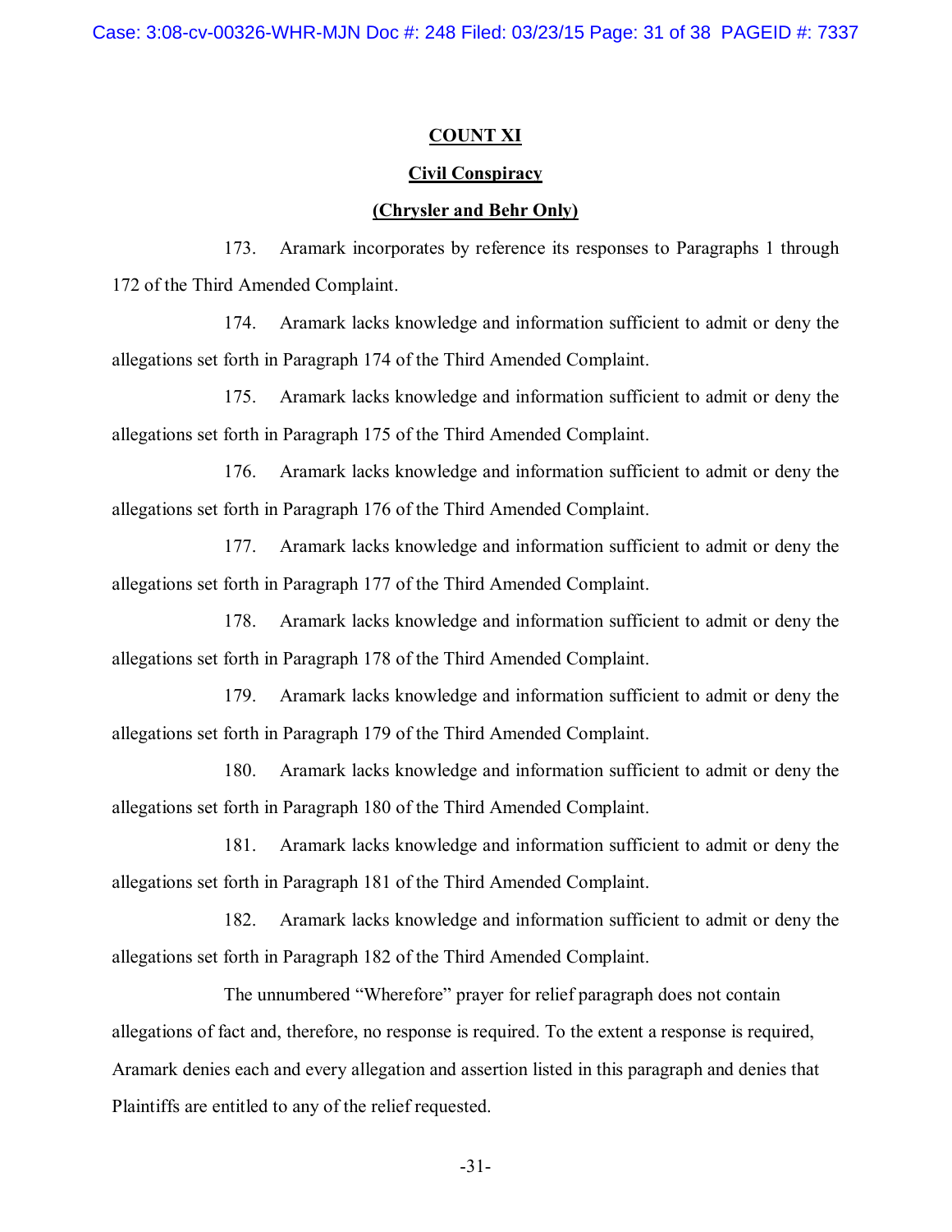## COUNT XI

### Civil Conspiracy

### (Chrysler and Behr Only)

173. Aramark incorporates by reference its responses to Paragraphs 1 through 172 of the Third Amended Complaint.

174. Aramark lacks knowledge and information sufficient to admit or deny the allegations set forth in Paragraph 174 of the Third Amended Complaint.

175. Aramark lacks knowledge and information sufficient to admit or deny the allegations set forth in Paragraph 175 of the Third Amended Complaint.

176. Aramark lacks knowledge and information sufficient to admit or deny the allegations set forth in Paragraph 176 of the Third Amended Complaint.

177. Aramark lacks knowledge and information sufficient to admit or deny the allegations set forth in Paragraph 177 of the Third Amended Complaint.

178. Aramark lacks knowledge and information sufficient to admit or deny the allegations set forth in Paragraph 178 of the Third Amended Complaint.

179. Aramark lacks knowledge and information sufficient to admit or deny the allegations set forth in Paragraph 179 of the Third Amended Complaint.

180. Aramark lacks knowledge and information sufficient to admit or deny the allegations set forth in Paragraph 180 of the Third Amended Complaint.

181. Aramark lacks knowledge and information sufficient to admit or deny the allegations set forth in Paragraph 181 of the Third Amended Complaint.

182. Aramark lacks knowledge and information sufficient to admit or deny the allegations set forth in Paragraph 182 of the Third Amended Complaint.

The unnumbered "Wherefore" prayer for relief paragraph does not contain allegations of fact and, therefore, no response is required. To the extent a response is required, Aramark denies each and every allegation and assertion listed in this paragraph and denies that Plaintiffs are entitled to any of the relief requested.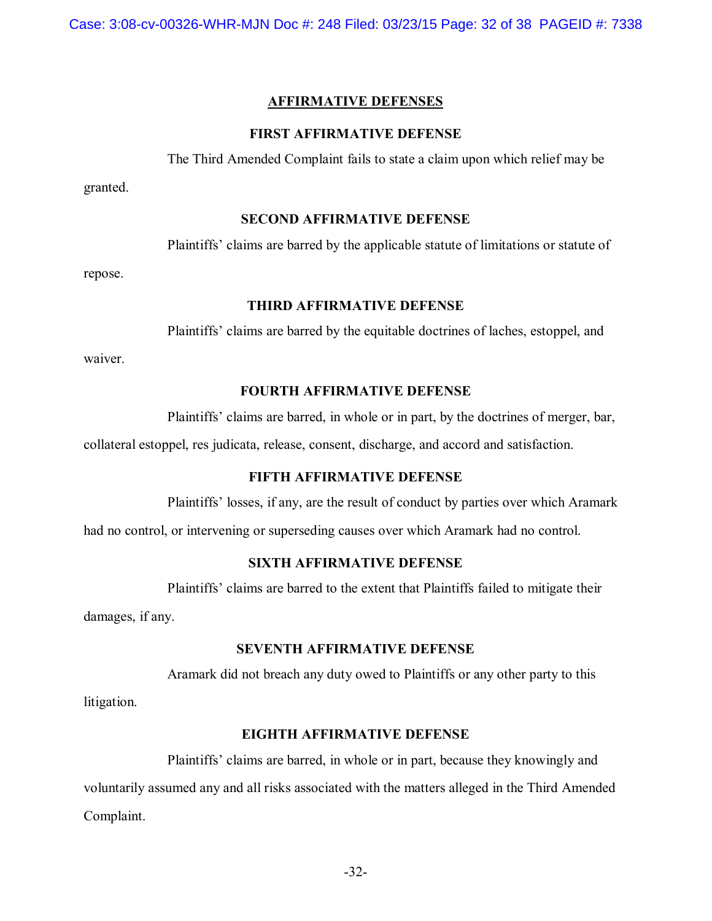## AFFIRMATIVE DEFENSES

### FIRST AFFIRMATIVE DEFENSE

The Third Amended Complaint fails to state a claim upon which relief may be granted.

### SECOND AFFIRMATIVE DEFENSE

Plaintiffs' claims are barred by the applicable statute of limitations or statute of repose.

### THIRD AFFIRMATIVE DEFENSE

Plaintiffs' claims are barred by the equitable doctrines of laches, estoppel, and waiver.

### FOURTH AFFIRMATIVE DEFENSE

Plaintiffs' claims are barred, in whole or in part, by the doctrines of merger, bar, collateral estoppel, res judicata, release, consent, discharge, and accord and satisfaction.

### FIFTH AFFIRMATIVE DEFENSE

Plaintiffs' losses, if any, are the result of conduct by parties over which Aramark had no control, or intervening or superseding causes over which Aramark had no control.

### SIXTH AFFIRMATIVE DEFENSE

Plaintiffs' claims are barred to the extent that Plaintiffs failed to mitigate their damages, if any.

### SEVENTH AFFIRMATIVE DEFENSE

Aramark did not breach any duty owed to Plaintiffs or any other party to this litigation.

### EIGHTH AFFIRMATIVE DEFENSE

Plaintiffs' claims are barred, in whole or in part, because they knowingly and voluntarily assumed any and all risks associated with the matters alleged in the Third Amended Complaint.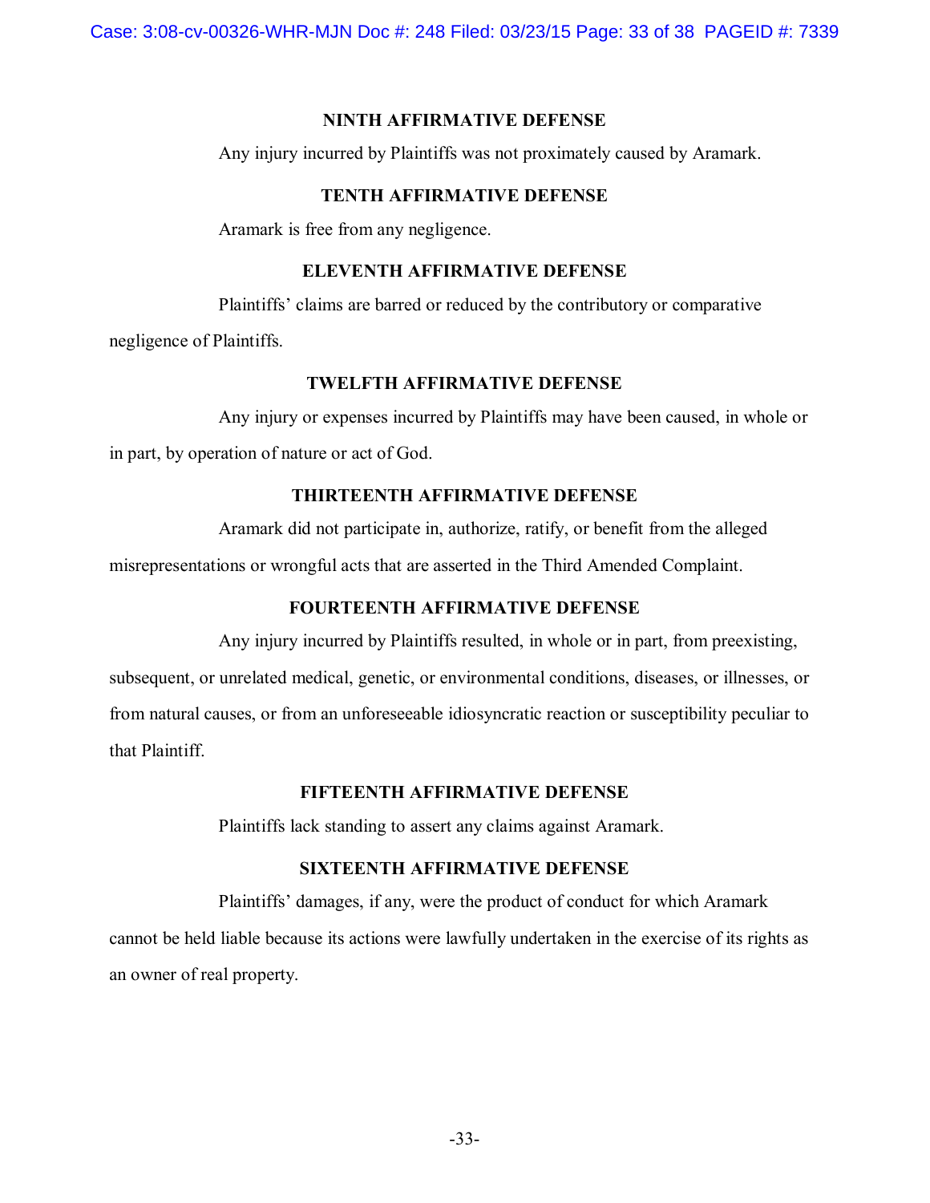**NINTH AFFIRMATIVE DEFENSE**

Any injury incurred by Plaintiffs was not proximately caused by Aramark.

**TENTH AFFIRMATIVE DEFENSE**

Aramark is free from any negligence.

**ELEVENTH AFFIRMATIVE DEFENSE**

Plaintiffs' claims are barred or reduced by the contributory or comparative negligence of Plaintiffs.

**TWELFTH AFFIRMATIVE DEFENSE**

Any injury or expenses incurred by Plaintiffs may have been caused, in whole or in part, by operation of nature or act of God.

**THIRTEENTH AFFIRMATIVE DEFENSE**

Aramark did not participate in, authorize, ratify, or benefit from the alleged misrepresentations or wrongful acts that are asserted in the Third Amended Complaint.

**FOURTEENTH AFFIRMATIVE DEFENSE**

Any injury incurred by Plaintiffs resulted, in whole or in part, from preexisting, subsequent, or unrelated medical, genetic, or environmental conditions, diseases, or illnesses, or from natural causes, or from an unforeseeable idiosyncratic reaction or susceptibility peculiar to that Plaintiff.

**FIFTEENTH AFFIRMATIVE DEFENSE**

Plaintiffs lack standing to assert any claims against Aramark.

**SIXTEENTH AFFIRMATIVE DEFENSE**

Plaintiffs' damages, if any, were the product of conduct for which Aramark cannot be held liable because its actions were lawfully undertaken in the exercise of its rights as an owner of real property.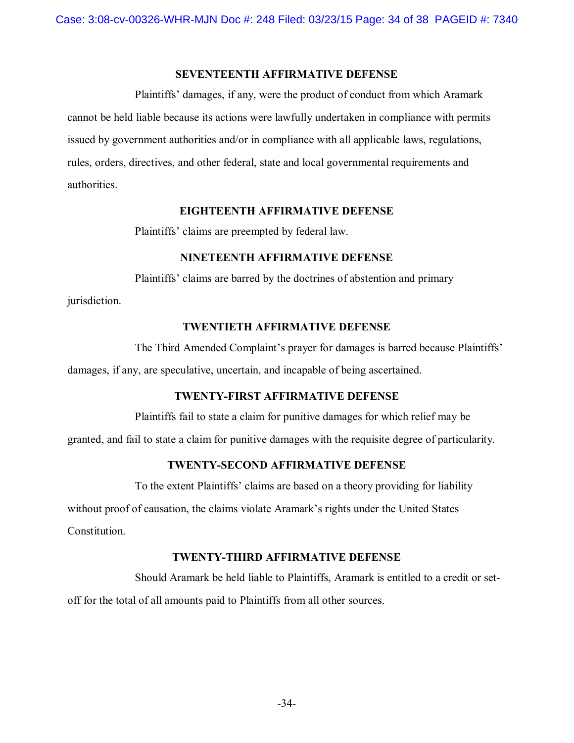## SEVENTEENTH AFFIRMATIVE DEFENSE

Plaintiffs' damages, if any, were the product of conduct from which Aramark cannot be held liable because its actions were lawfully undertaken in compliance with permits issued by government authorities and/or in compliance with all applicable laws, regulations, rules, orders, directives, and other federal, state and local governmental requirements and authorities.

## EIGHTEENTH AFFIRMATIVE DEFENSE

Plaintiffs' claims are preempted by federal law.

## NINETEENTH AFFIRMATIVE DEFENSE

Plaintiffs' claims are barred by the doctrines of abstention and primary jurisdiction.

## TWENTIETH AFFIRMATIVE DEFENSE

The Third Amended Complaint's prayer for damages is barred because Plaintiffs' damages, if any, are speculative, uncertain, and incapable of being ascertained.

## TWENTY-FIRST AFFIRMATIVE DEFENSE

Plaintiffs fail to state a claim for punitive damages for which relief may be granted, and fail to state a claim for punitive damages with the requisite degree of particularity.

## TWENTY-SECOND AFFIRMATIVE DEFENSE

To the extent Plaintiffs' claims are based on a theory providing for liability without proof of causation, the claims violate Aramark's rights under the United States Constitution.

## TWENTY-THIRD AFFIRMATIVE DEFENSE

Should Aramark be held liable to Plaintiffs, Aramark is entitled to a credit or set-off for the total of all amounts paid to Plaintiffs from all other sources.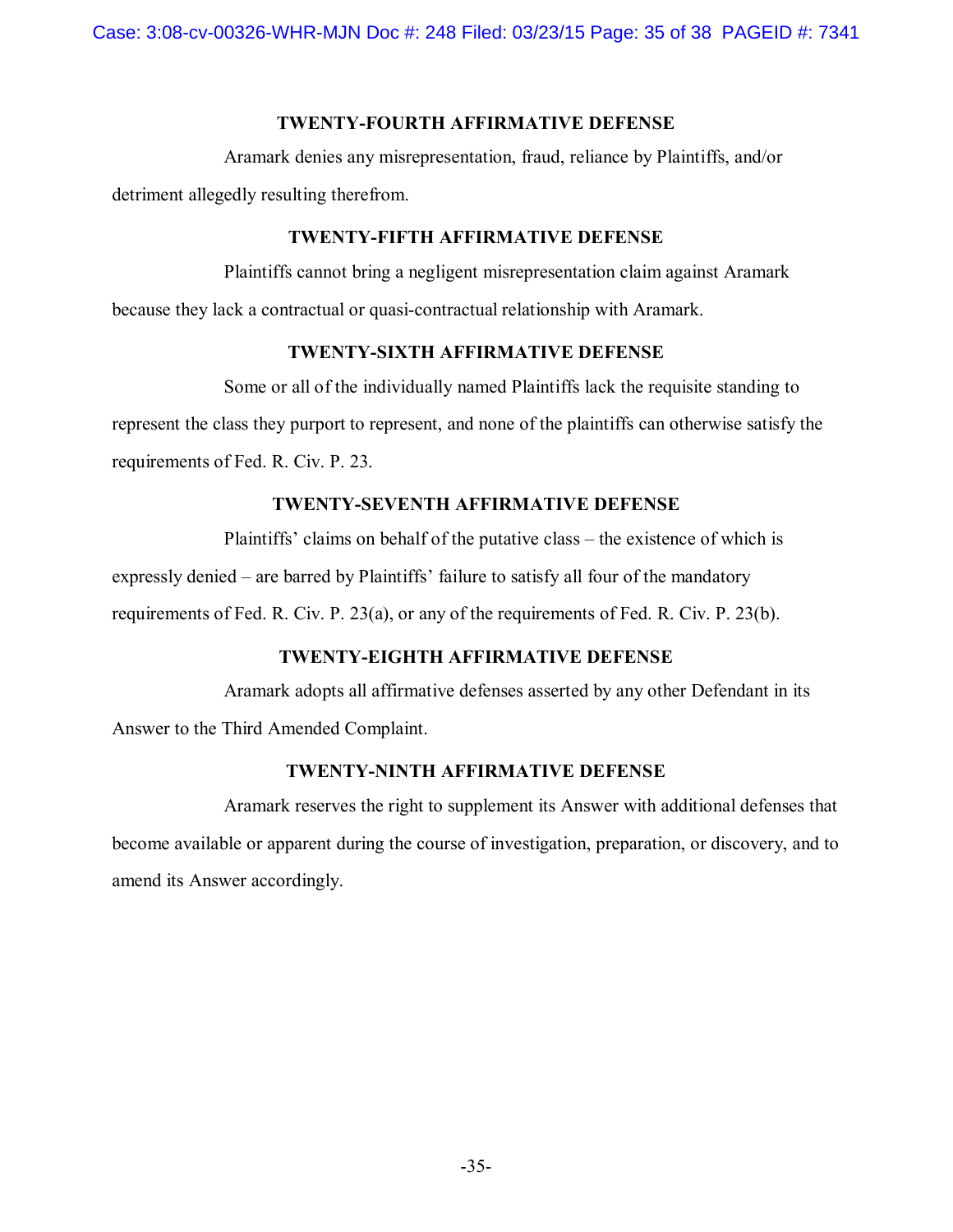### TWENTY-FOURTH AFFIRMATIVE DEFENSE

Aramark denies any misrepresentation, fraud, reliance by Plaintiffs, and/or detriment allegedly resulting therefrom.

### TWENTY-FIFTH AFFIRMATIVE DEFENSE

Plaintiffs cannot bring a negligent misrepresentation claim against Aramark because they lack a contractual or quasi-contractual relationship with Aramark.

### TWENTY-SIXTH AFFIRMATIVE DEFENSE

Some or all of the individually named Plaintiffs lack the requisite standing to represent the class they purport to represent, and none of the plaintiffs can otherwise satisfy the requirements of Fed. R. Civ. P. 23.

### TWENTY-SEVENTH AFFIRMATIVE DEFENSE

Plaintiffs' claims on behalf of the putative class – the existence of which is expressly denied – are barred by Plaintiffs' failure to satisfy all four of the mandatory requirements of Fed. R. Civ. P. 23(a), or any of the requirements of Fed. R. Civ. P. 23(b).

### TWENTY-EIGHTH AFFIRMATIVE DEFENSE

Aramark adopts all affirmative defenses asserted by any other Defendant in its Answer to the Third Amended Complaint.

### TWENTY-NINTH AFFIRMATIVE DEFENSE

Aramark reserves the right to supplement its Answer with additional defenses that become available or apparent during the course of investigation, preparation, or discovery, and to amend its Answer accordingly.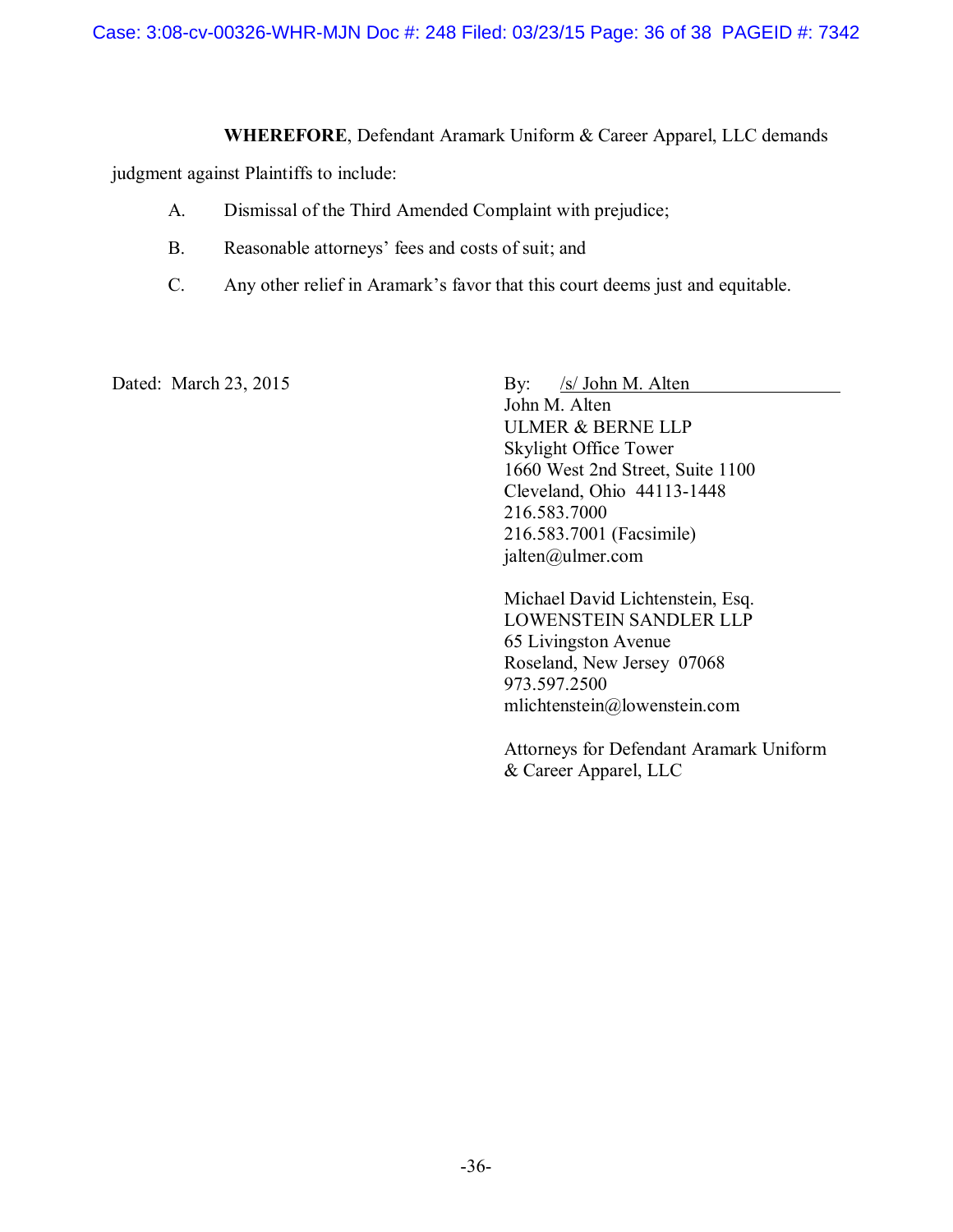**WHEREFORE**, Defendant Aramark Uniform & Career Apparel, LLC demands judgment against Plaintiffs to include:

A. Dismissal of the Third Amended Complaint with prejudice;

B. Reasonable attorneys' fees and costs of suit; and

C. Any other relief in Aramark's favor that this court deems just and equitable.

Dated: March 23, 2015

By: /s/ John M. Alten
John M. Alten
ULMER & BERNE LLP
Skylight Office Tower
1660 West 2nd Street, Suite 1100
Cleveland, Ohio 44113-1448
216.583.7000
216.583.7001 (Facsimile)
jalten@ulmer.com

Michael David Lichtenstein, Esq.
LOWENSTEIN SANDLER LLP
65 Livingston Avenue
Roseland, New Jersey 07068
973.597.2500
mlichtenstein@lowenstein.com

Attorneys for Defendant Aramark Uniform & Career Apparel, LLC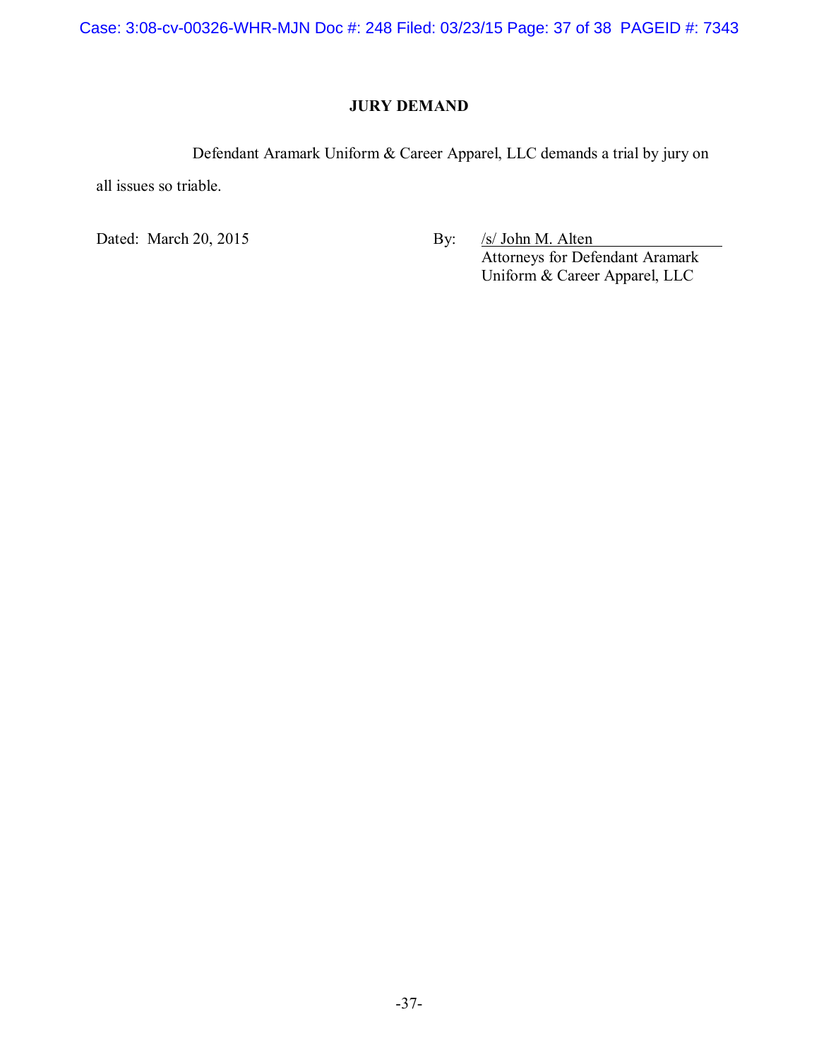## JURY DEMAND

Defendant Aramark Uniform & Career Apparel, LLC demands a trial by jury on all issues so triable.

Dated: March 20, 2015

By: /s/ John M. Alten
Attorneys for Defendant Aramark Uniform & Career Apparel, LLC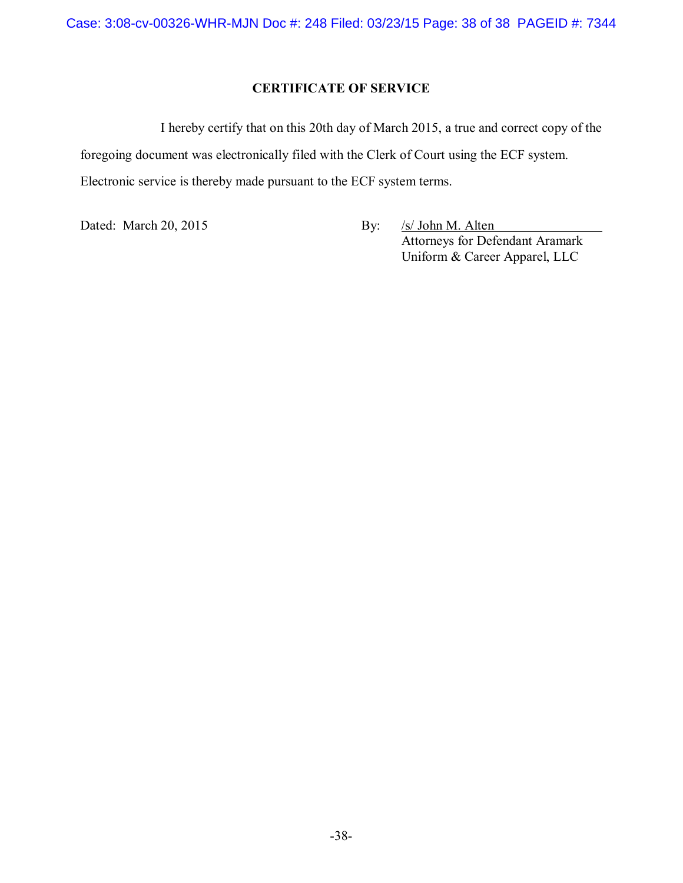## CERTIFICATE OF SERVICE

I hereby certify that on this 20th day of March 2015, a true and correct copy of the foregoing document was electronically filed with the Clerk of Court using the ECF system. Electronic service is thereby made pursuant to the ECF system terms.

Dated: March 20, 2015

By: /s/ John M. Alten
Attorneys for Defendant Aramark Uniform & Career Apparel, LLC